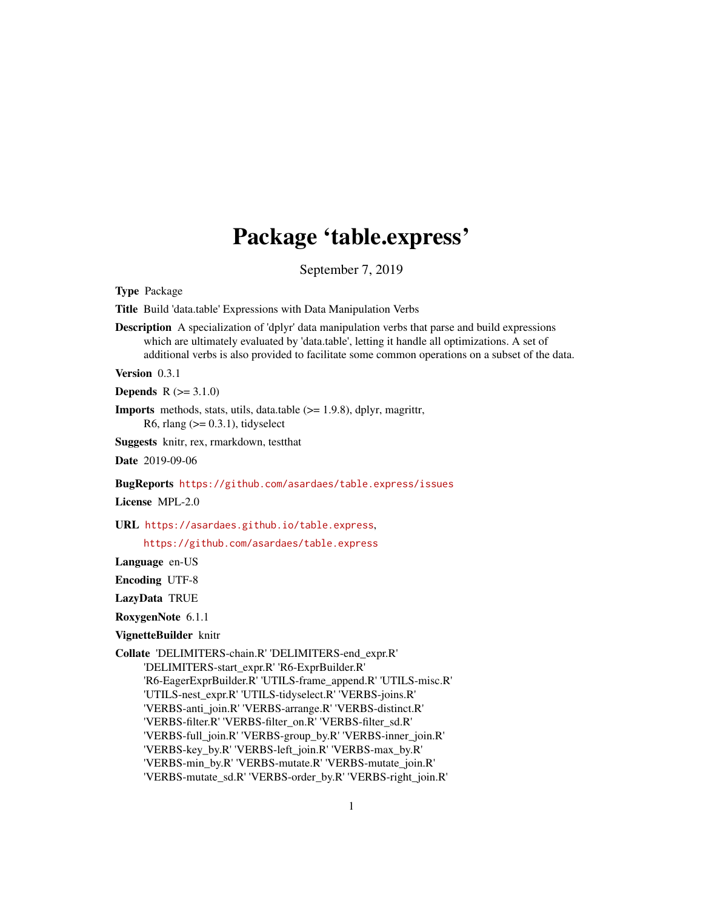# Package 'table.express'

September 7, 2019

**Type** Package

**Title** Build 'data.table' Expressions with Data Manipulation Verbs

**Description** A specialization of 'dplyr' data manipulation verbs that parse and build expressions which are ultimately evaluated by 'data.table', letting it handle all optimizations. A set of additional verbs is also provided to facilitate some common operations on a subset of the data.

**Version** 0.3.1

**Depends** R (>= 3.1.0)

**Imports** methods, stats, utils, data.table (>= 1.9.8), dplyr, magrittr, R6, rlang (>= 0.3.1), tidyselect

**Suggests** knitr, rex, rmarkdown, testthat

**Date** 2019-09-06

**BugReports** https://github.com/asardaes/table.express/issues

**License** MPL-2.0

**URL** https://asardaes.github.io/table.express,
https://github.com/asardaes/table.express

**Language** en-US

**Encoding** UTF-8

**LazyData** TRUE

**RoxygenNote** 6.1.1

**VignetteBuilder** knitr

**Collate** 'DELIMITERS-chain.R' 'DELIMITERS-end_expr.R' 'DELIMITERS-start_expr.R' 'R6-ExprBuilder.R' 'R6-EagerExprBuilder.R' 'UTILS-frame_append.R' 'UTILS-misc.R' 'UTILS-nest_expr.R' 'UTILS-tidyselect.R' 'VERBS-joins.R' 'VERBS-anti_join.R' 'VERBS-arrange.R' 'VERBS-distinct.R' 'VERBS-filter.R' 'VERBS-filter_on.R' 'VERBS-filter_sd.R' 'VERBS-full_join.R' 'VERBS-group_by.R' 'VERBS-inner_join.R' 'VERBS-key_by.R' 'VERBS-left_join.R' 'VERBS-max_by.R' 'VERBS-min_by.R' 'VERBS-mutate.R' 'VERBS-mutate_join.R' 'VERBS-mutate_sd.R' 'VERBS-order_by.R' 'VERBS-right_join.R'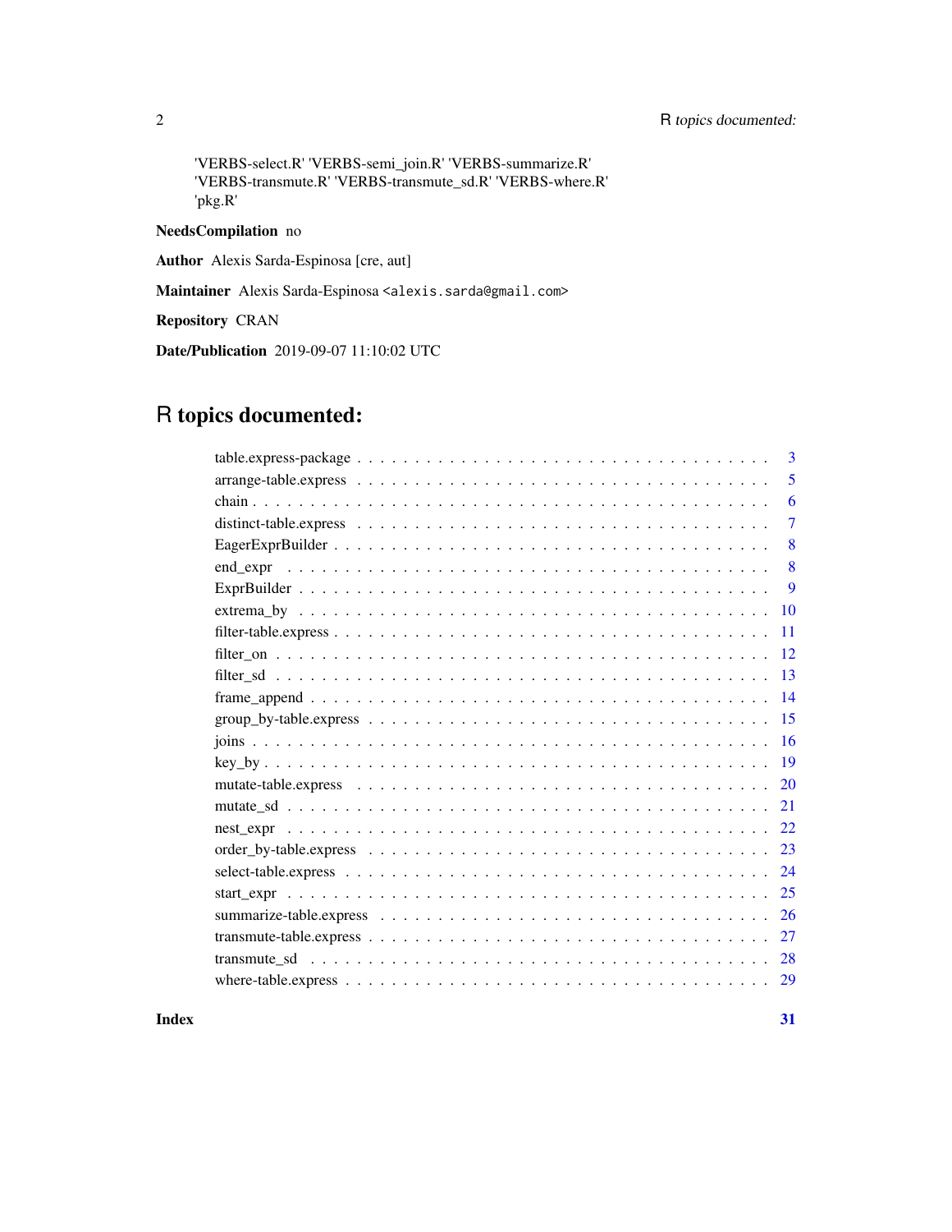'VERBS-select.R' 'VERBS-semi_join.R' 'VERBS-summarize.R'
'VERBS-transmute.R' 'VERBS-transmute_sd.R' 'VERBS-where.R'
'pkg.R'

**NeedsCompilation** no

**Author** Alexis Sarda-Espinosa [cre, aut]

**Maintainer** Alexis Sarda-Espinosa <alexis.sarda@gmail.com>

**Repository** CRAN

**Date/Publication** 2019-09-07 11:10:02 UTC

# R topics documented:

- table.express-package . . . 3
- arrange-table.express . . . 5
- chain . . . 6
- distinct-table.express . . . 7
- EagerExprBuilder . . . 8
- end_expr . . . 8
- ExprBuilder . . . 9
- extrema_by . . . 10
- filter-table.express . . . 11
- filter_on . . . 12
- filter_sd . . . 13
- frame_append . . . 14
- group_by-table.express . . . 15
- joins . . . 16
- key_by . . . 19
- mutate-table.express . . . 20
- mutate_sd . . . 21
- nest_expr . . . 22
- order_by-table.express . . . 23
- select-table.express . . . 24
- start_expr . . . 25
- summarize-table.express . . . 26
- transmute-table.express . . . 27
- transmute_sd . . . 28
- where-table.express . . . 29

**Index** **31**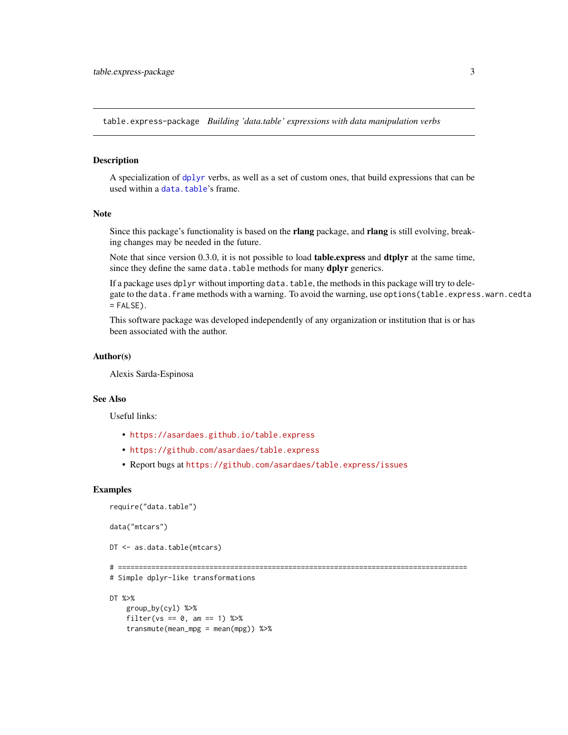`table.express-package` *Building 'data.table' expressions with data manipulation verbs*

## Description

A specialization of `dplyr` verbs, as well as a set of custom ones, that build expressions that can be used within a `data.table`'s frame.

## Note

Since this package's functionality is based on the **rlang** package, and **rlang** is still evolving, breaking changes may be needed in the future.

Note that since version 0.3.0, it is not possible to load **table.express** and **dtplyr** at the same time, since they define the same `data.table` methods for many **dplyr** generics.

If a package uses `dplyr` without importing `data.table`, the methods in this package will try to delegate to the `data.frame` methods with a warning. To avoid the warning, use `options(table.express.warn.cedta = FALSE)`.

This software package was developed independently of any organization or institution that is or has been associated with the author.

## Author(s)

Alexis Sarda-Espinosa

## See Also

Useful links:

- https://asardaes.github.io/table.express
- https://github.com/asardaes/table.express
- Report bugs at https://github.com/asardaes/table.express/issues

## Examples

```
require("data.table")

data("mtcars")

DT <- as.data.table(mtcars)

# ====================================================================================
# Simple dplyr-like transformations

DT %>%
    group_by(cyl) %>%
    filter(vs == 0, am == 1) %>%
    transmute(mean_mpg = mean(mpg)) %>%
```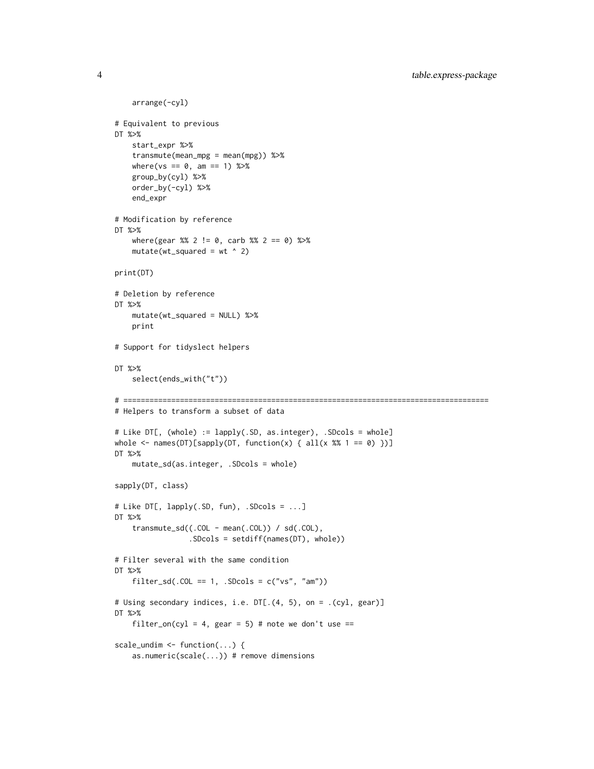```
    arrange(-cyl)

# Equivalent to previous
DT %>%
    start_expr %>%
    transmute(mean_mpg = mean(mpg)) %>%
    where(vs == 0, am == 1) %>%
    group_by(cyl) %>%
    order_by(-cyl) %>%
    end_expr

# Modification by reference
DT %>%
    where(gear %% 2 != 0, carb %% 2 == 0) %>%
    mutate(wt_squared = wt ^ 2)

print(DT)

# Deletion by reference
DT %>%
    mutate(wt_squared = NULL) %>%
    print

# Support for tidyslect helpers

DT %>%
    select(ends_with("t"))

# ====================================================================================
# Helpers to transform a subset of data

# Like DT[, (whole) := lapply(.SD, as.integer), .SDcols = whole]
whole <- names(DT)[sapply(DT, function(x) { all(x %% 1 == 0) })]
DT %>%
    mutate_sd(as.integer, .SDcols = whole)

sapply(DT, class)

# Like DT[, lapply(.SD, fun), .SDcols = ...]
DT %>%
    transmute_sd((.COL - mean(.COL)) / sd(.COL),
                 .SDcols = setdiff(names(DT), whole))

# Filter several with the same condition
DT %>%
    filter_sd(.COL == 1, .SDcols = c("vs", "am"))

# Using secondary indices, i.e. DT[.(4, 5), on = .(cyl, gear)]
DT %>%
    filter_on(cyl = 4, gear = 5) # note we don't use ==

scale_undim <- function(...) {
    as.numeric(scale(...)) # remove dimensions
```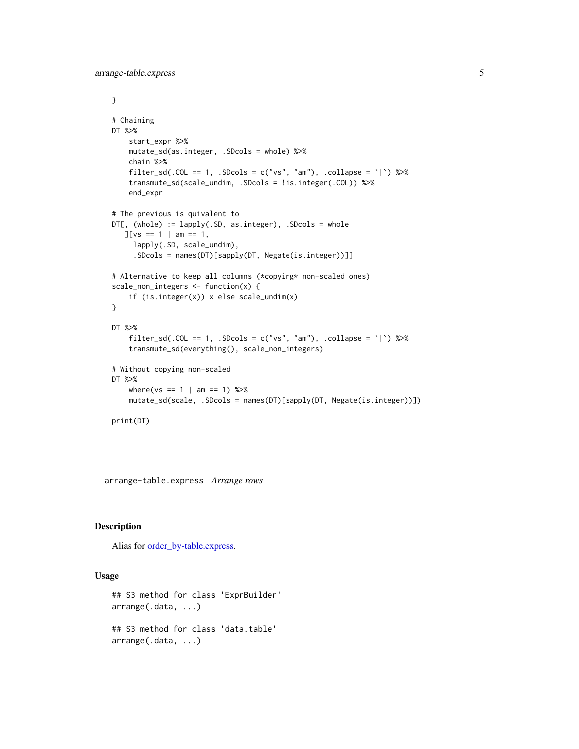```
}

# Chaining
DT %>%
    start_expr %>%
    mutate_sd(as.integer, .SDcols = whole) %>%
    chain %>%
    filter_sd(.COL == 1, .SDcols = c("vs", "am"), .collapse = `|`) %>%
    transmute_sd(scale_undim, .SDcols = !is.integer(.COL)) %>%
    end_expr

# The previous is quivalent to
DT[, (whole) := lapply(.SD, as.integer), .SDcols = whole
   ][vs == 1 | am == 1,
     lapply(.SD, scale_undim),
     .SDcols = names(DT)[sapply(DT, Negate(is.integer))]]

# Alternative to keep all columns (*copying* non-scaled ones)
scale_non_integers <- function(x) {
    if (is.integer(x)) x else scale_undim(x)
}

DT %>%
    filter_sd(.COL == 1, .SDcols = c("vs", "am"), .collapse = `|`) %>%
    transmute_sd(everything(), scale_non_integers)

# Without copying non-scaled
DT %>%
    where(vs == 1 | am == 1) %>%
    mutate_sd(scale, .SDcols = names(DT)[sapply(DT, Negate(is.integer))])

print(DT)
```

---

## arrange-table.express *Arrange rows*

### Description

Alias for order_by-table.express.

### Usage

```
## S3 method for class 'ExprBuilder'
arrange(.data, ...)

## S3 method for class 'data.table'
arrange(.data, ...)
```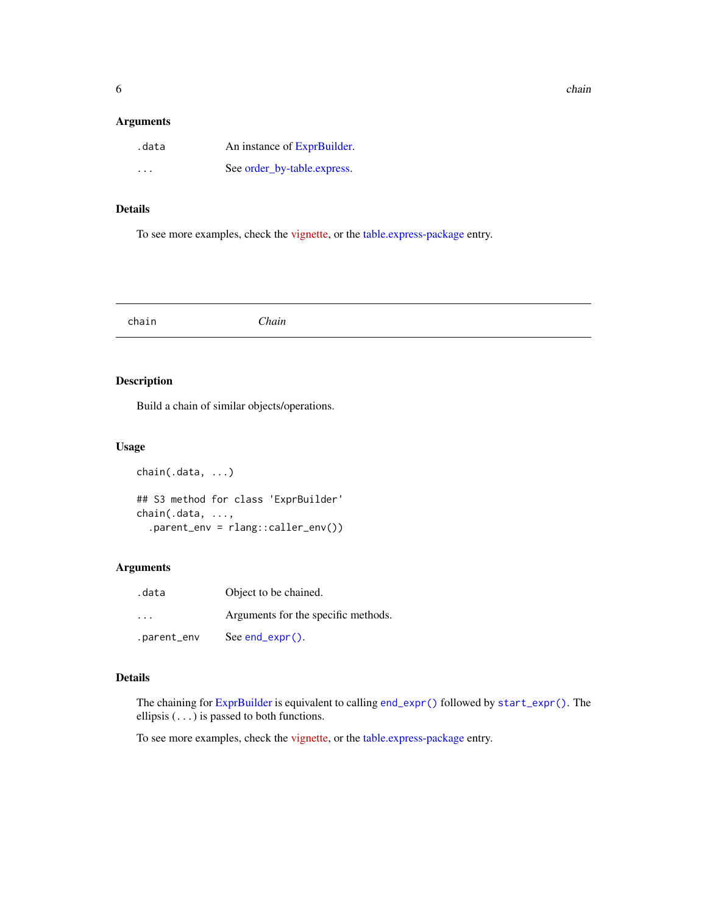## Arguments

| | |
|---|---|
| `.data` | An instance of ExprBuilder. |
| `...` | See order_by-table.express. |

## Details

To see more examples, check the vignette, or the table.express-package entry.

---

# chain — *Chain*

## Description

Build a chain of similar objects/operations.

## Usage

```
chain(.data, ...)

## S3 method for class 'ExprBuilder'
chain(.data, ...,
  .parent_env = rlang::caller_env())
```

## Arguments

| | |
|---|---|
| `.data` | Object to be chained. |
| `...` | Arguments for the specific methods. |
| `.parent_env` | See `end_expr()`. |

## Details

The chaining for ExprBuilder is equivalent to calling `end_expr()` followed by `start_expr()`. The ellipsis (`...`) is passed to both functions.

To see more examples, check the vignette, or the table.express-package entry.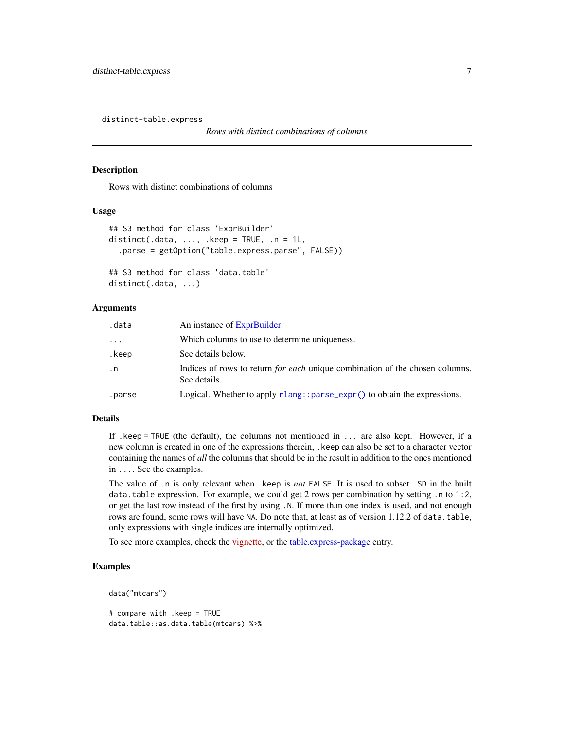distinct-table.express

*Rows with distinct combinations of columns*

## Description

Rows with distinct combinations of columns

## Usage

```
## S3 method for class 'ExprBuilder'
distinct(.data, ..., .keep = TRUE, .n = 1L,
  .parse = getOption("table.express.parse", FALSE))

## S3 method for class 'data.table'
distinct(.data, ...)
```

## Arguments

| | |
|---|---|
| `.data` | An instance of ExprBuilder. |
| `...` | Which columns to use to determine uniqueness. |
| `.keep` | See details below. |
| `.n` | Indices of rows to return *for each* unique combination of the chosen columns. See details. |
| `.parse` | Logical. Whether to apply `rlang::parse_expr()` to obtain the expressions. |

## Details

If `.keep = TRUE` (the default), the columns not mentioned in `...` are also kept. However, if a new column is created in one of the expressions therein, `.keep` can also be set to a character vector containing the names of *all* the columns that should be in the result in addition to the ones mentioned in `...`. See the examples.

The value of `.n` is only relevant when `.keep` is *not* `FALSE`. It is used to subset `.SD` in the built `data.table` expression. For example, we could get 2 rows per combination by setting `.n` to `1:2`, or get the last row instead of the first by using `.N`. If more than one index is used, and not enough rows are found, some rows will have `NA`. Do note that, at least as of version 1.12.2 of `data.table`, only expressions with single indices are internally optimized.

To see more examples, check the vignette, or the table.express-package entry.

## Examples

```
data("mtcars")

# compare with .keep = TRUE
data.table::as.data.table(mtcars) %>%
```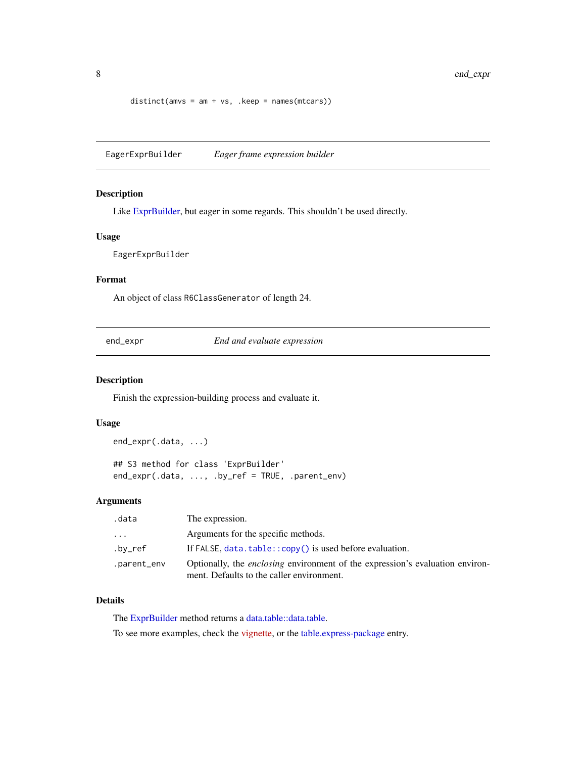```
distinct(amvs = am + vs, .keep = names(mtcars))
```

---

## EagerExprBuilder — *Eager frame expression builder*

### Description

Like ExprBuilder, but eager in some regards. This shouldn't be used directly.

### Usage

```
EagerExprBuilder
```

### Format

An object of class `R6ClassGenerator` of length 24.

---

## end_expr — *End and evaluate expression*

### Description

Finish the expression-building process and evaluate it.

### Usage

```
end_expr(.data, ...)

## S3 method for class 'ExprBuilder'
end_expr(.data, ..., .by_ref = TRUE, .parent_env)
```

### Arguments

| | |
|---|---|
| `.data` | The expression. |
| `...` | Arguments for the specific methods. |
| `.by_ref` | If `FALSE`, `data.table::copy()` is used before evaluation. |
| `.parent_env` | Optionally, the *enclosing* environment of the expression's evaluation environment. Defaults to the caller environment. |

### Details

The ExprBuilder method returns a data.table::data.table.

To see more examples, check the vignette, or the table.express-package entry.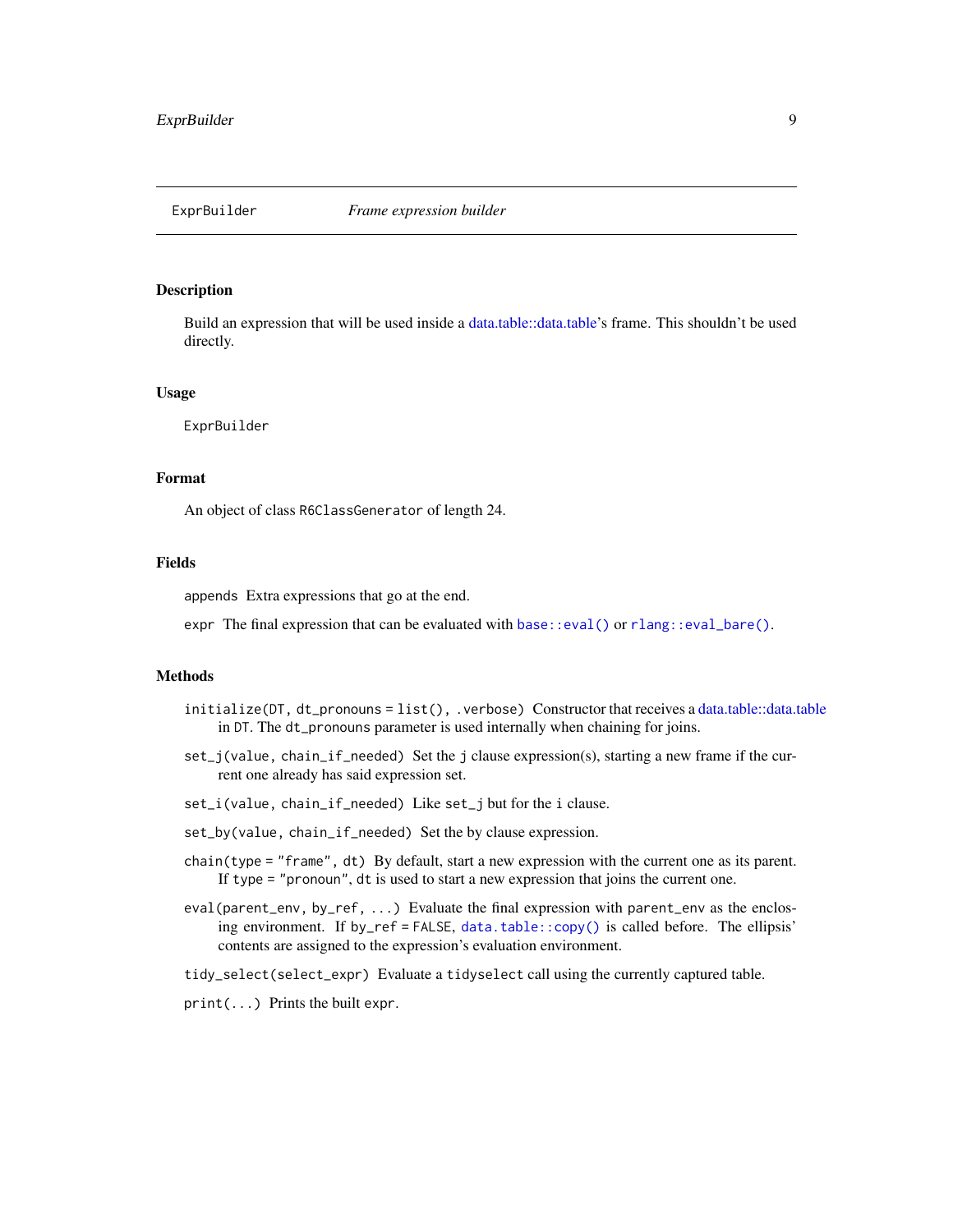# ExprBuilder — *Frame expression builder*

## Description

Build an expression that will be used inside a data.table::data.table's frame. This shouldn't be used directly.

## Usage

```
ExprBuilder
```

## Format

An object of class `R6ClassGenerator` of length 24.

## Fields

`appends` Extra expressions that go at the end.

`expr` The final expression that can be evaluated with `base::eval()` or `rlang::eval_bare()`.

## Methods

`initialize(DT, dt_pronouns = list(), .verbose)` Constructor that receives a data.table::data.table in `DT`. The `dt_pronouns` parameter is used internally when chaining for joins.

`set_j(value, chain_if_needed)` Set the `j` clause expression(s), starting a new frame if the current one already has said expression set.

`set_i(value, chain_if_needed)` Like `set_j` but for the `i` clause.

`set_by(value, chain_if_needed)` Set the by clause expression.

`chain(type = "frame", dt)` By default, start a new expression with the current one as its parent. If `type = "pronoun"`, `dt` is used to start a new expression that joins the current one.

`eval(parent_env, by_ref, ...)` Evaluate the final expression with `parent_env` as the enclosing environment. If `by_ref = FALSE`, `data.table::copy()` is called before. The ellipsis' contents are assigned to the expression's evaluation environment.

`tidy_select(select_expr)` Evaluate a `tidyselect` call using the currently captured table.

`print(...)` Prints the built `expr`.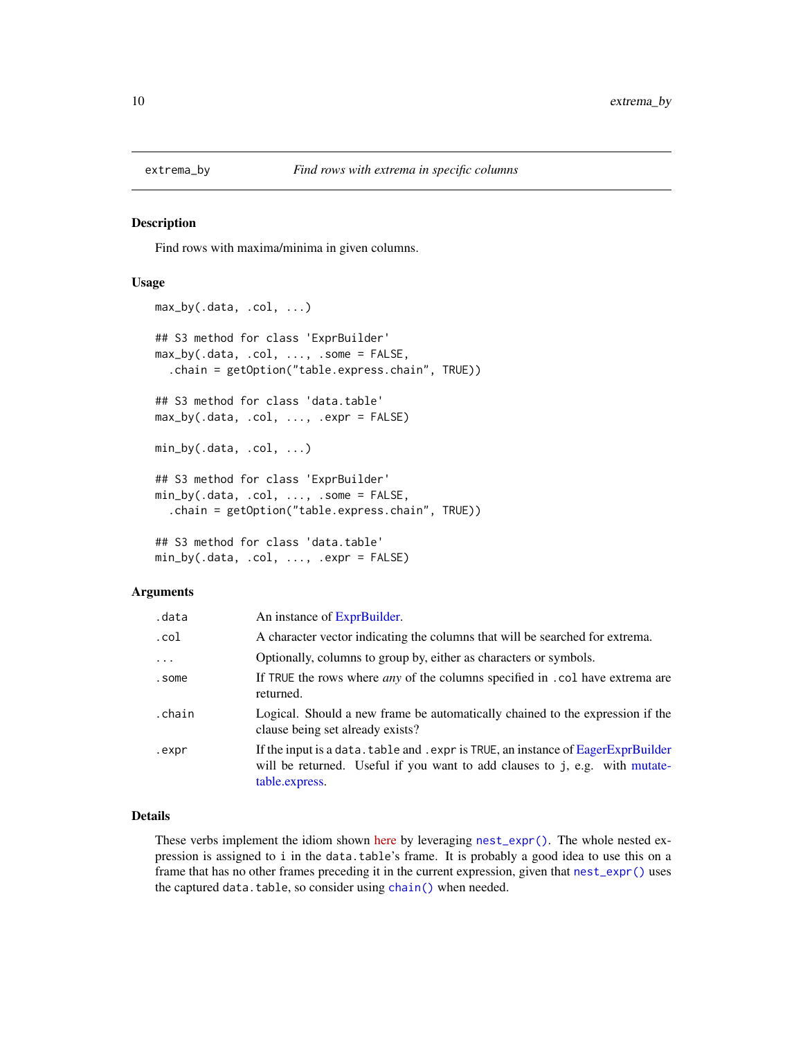# extrema_by — *Find rows with extrema in specific columns*

## Description

Find rows with maxima/minima in given columns.

## Usage

```
max_by(.data, .col, ...)

## S3 method for class 'ExprBuilder'
max_by(.data, .col, ..., .some = FALSE,
  .chain = getOption("table.express.chain", TRUE))

## S3 method for class 'data.table'
max_by(.data, .col, ..., .expr = FALSE)

min_by(.data, .col, ...)

## S3 method for class 'ExprBuilder'
min_by(.data, .col, ..., .some = FALSE,
  .chain = getOption("table.express.chain", TRUE))

## S3 method for class 'data.table'
min_by(.data, .col, ..., .expr = FALSE)
```

## Arguments

| | |
|---|---|
| `.data` | An instance of ExprBuilder. |
| `.col` | A character vector indicating the columns that will be searched for extrema. |
| `...` | Optionally, columns to group by, either as characters or symbols. |
| `.some` | If `TRUE` the rows where *any* of the columns specified in `.col` have extrema are returned. |
| `.chain` | Logical. Should a new frame be automatically chained to the expression if the clause being set already exists? |
| `.expr` | If the input is a `data.table` and `.expr` is `TRUE`, an instance of EagerExprBuilder will be returned. Useful if you want to add clauses to `j`, e.g. with mutate-table.express. |

## Details

These verbs implement the idiom shown here by leveraging `nest_expr()`. The whole nested expression is assigned to `i` in the `data.table`'s frame. It is probably a good idea to use this on a frame that has no other frames preceding it in the current expression, given that `nest_expr()` uses the captured `data.table`, so consider using `chain()` when needed.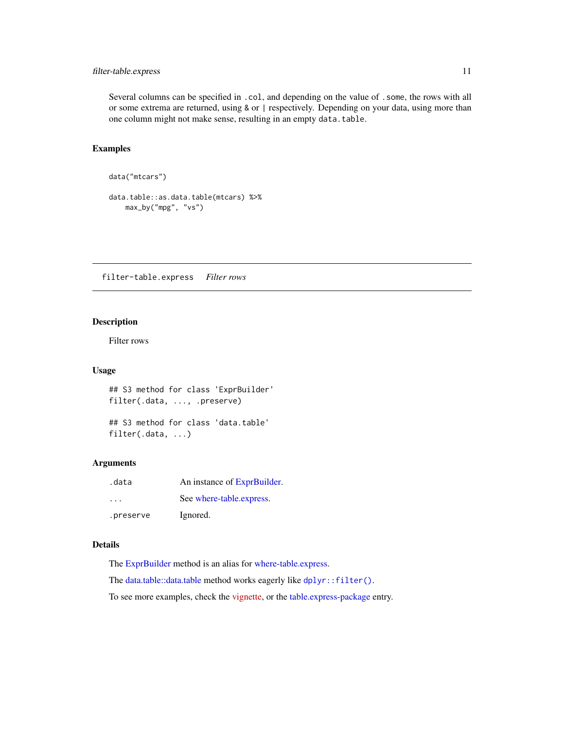Several columns can be specified in `.col`, and depending on the value of `.some`, the rows with all or some extrema are returned, using `&` or `|` respectively. Depending on your data, using more than one column might not make sense, resulting in an empty `data.table`.

## Examples

```
data("mtcars")

data.table::as.data.table(mtcars) %>%
    max_by("mpg", "vs")
```

---

# filter-table.express *Filter rows*

---

## Description

Filter rows

## Usage

```
## S3 method for class 'ExprBuilder'
filter(.data, ..., .preserve)

## S3 method for class 'data.table'
filter(.data, ...)
```

## Arguments

| | |
|---|---|
| `.data` | An instance of ExprBuilder. |
| `...` | See where-table.express. |
| `.preserve` | Ignored. |

## Details

The ExprBuilder method is an alias for where-table.express.

The data.table::data.table method works eagerly like `dplyr::filter()`.

To see more examples, check the vignette, or the table.express-package entry.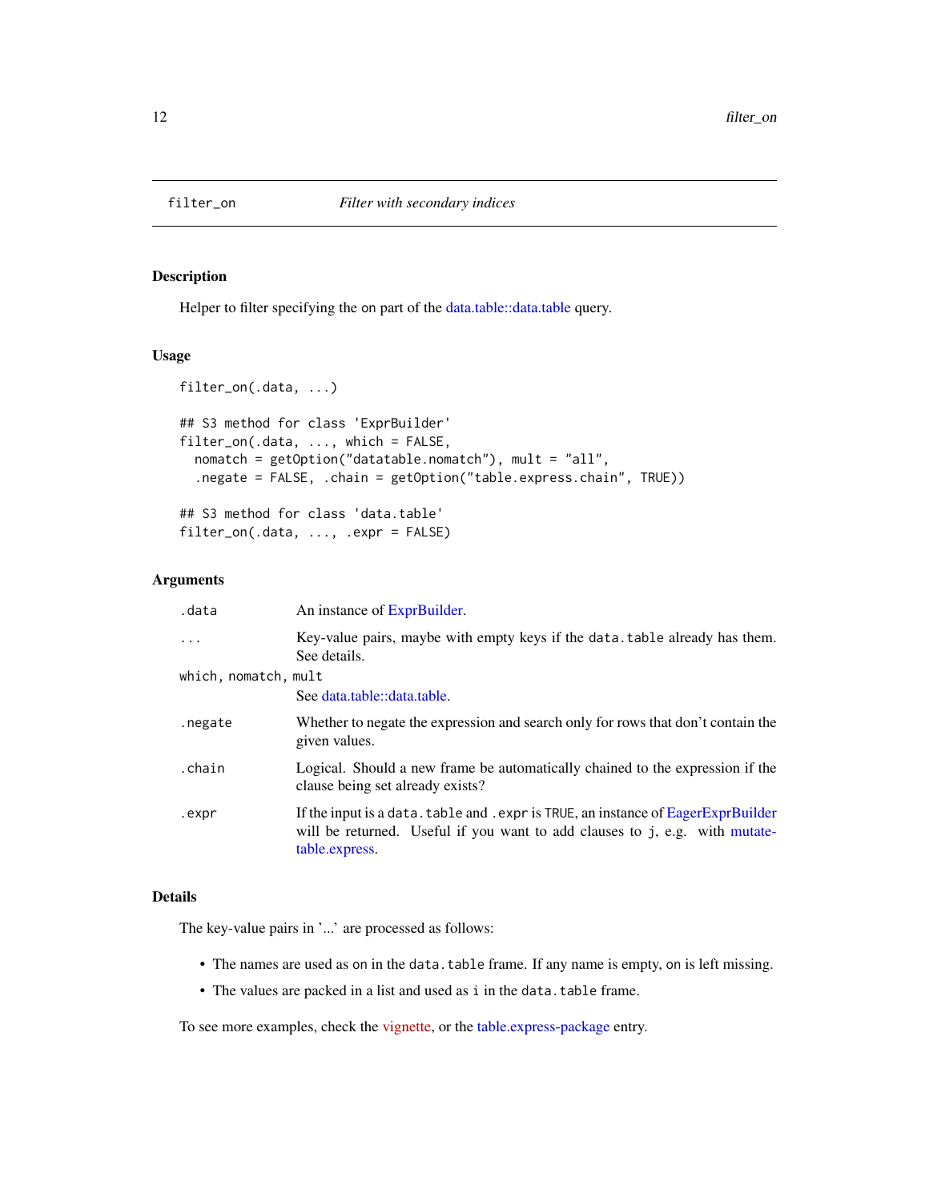# filter_on — *Filter with secondary indices*

## Description

Helper to filter specifying the on part of the data.table::data.table query.

## Usage

```
filter_on(.data, ...)

## S3 method for class 'ExprBuilder'
filter_on(.data, ..., which = FALSE,
  nomatch = getOption("datatable.nomatch"), mult = "all",
  .negate = FALSE, .chain = getOption("table.express.chain", TRUE))

## S3 method for class 'data.table'
filter_on(.data, ..., .expr = FALSE)
```

## Arguments

| | |
|---|---|
| `.data` | An instance of ExprBuilder. |
| `...` | Key-value pairs, maybe with empty keys if the `data.table` already has them. See details. |
| `which, nomatch, mult` | See data.table::data.table. |
| `.negate` | Whether to negate the expression and search only for rows that don't contain the given values. |
| `.chain` | Logical. Should a new frame be automatically chained to the expression if the clause being set already exists? |
| `.expr` | If the input is a `data.table` and `.expr` is `TRUE`, an instance of EagerExprBuilder will be returned. Useful if you want to add clauses to `j`, e.g. with mutate-table.express. |

## Details

The key-value pairs in '...' are processed as follows:

- The names are used as `on` in the `data.table` frame. If any name is empty, `on` is left missing.
- The values are packed in a list and used as `i` in the `data.table` frame.

To see more examples, check the vignette, or the table.express-package entry.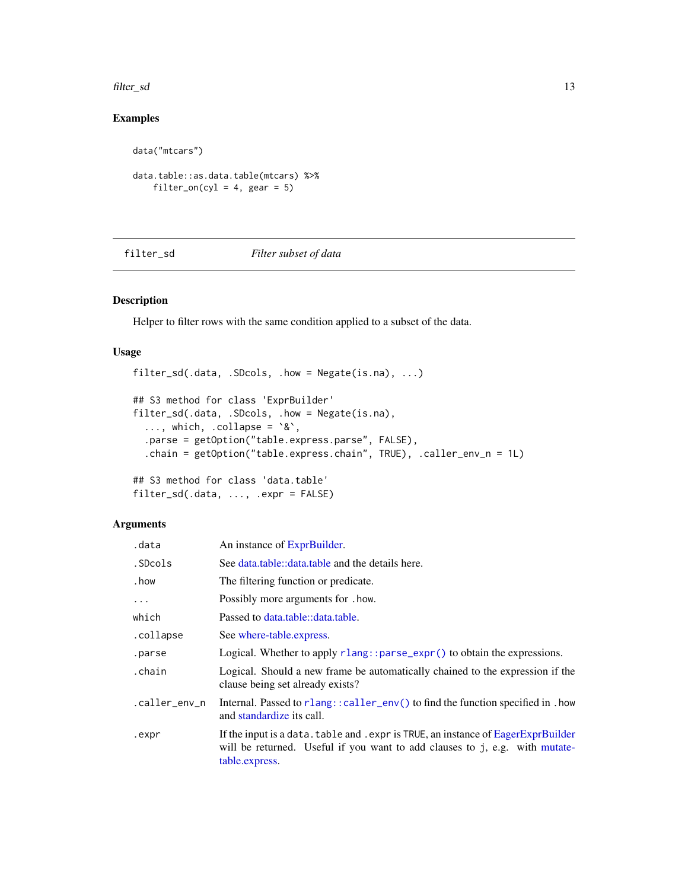## Examples

```
data("mtcars")

data.table::as.data.table(mtcars) %>%
    filter_on(cyl = 4, gear = 5)
```

---

# filter_sd *Filter subset of data*

## Description

Helper to filter rows with the same condition applied to a subset of the data.

## Usage

```
filter_sd(.data, .SDcols, .how = Negate(is.na), ...)

## S3 method for class 'ExprBuilder'
filter_sd(.data, .SDcols, .how = Negate(is.na),
  ..., which, .collapse = `&`,
  .parse = getOption("table.express.parse", FALSE),
  .chain = getOption("table.express.chain", TRUE), .caller_env_n = 1L)

## S3 method for class 'data.table'
filter_sd(.data, ..., .expr = FALSE)
```

## Arguments

| | |
|---|---|
| `.data` | An instance of ExprBuilder. |
| `.SDcols` | See data.table::data.table and the details here. |
| `.how` | The filtering function or predicate. |
| `...` | Possibly more arguments for `.how`. |
| `which` | Passed to data.table::data.table. |
| `.collapse` | See where-table.express. |
| `.parse` | Logical. Whether to apply `rlang::parse_expr()` to obtain the expressions. |
| `.chain` | Logical. Should a new frame be automatically chained to the expression if the clause being set already exists? |
| `.caller_env_n` | Internal. Passed to `rlang::caller_env()` to find the function specified in `.how` and standardize its call. |
| `.expr` | If the input is a `data.table` and `.expr` is `TRUE`, an instance of EagerExprBuilder will be returned. Useful if you want to add clauses to `j`, e.g. with mutate-table.express. |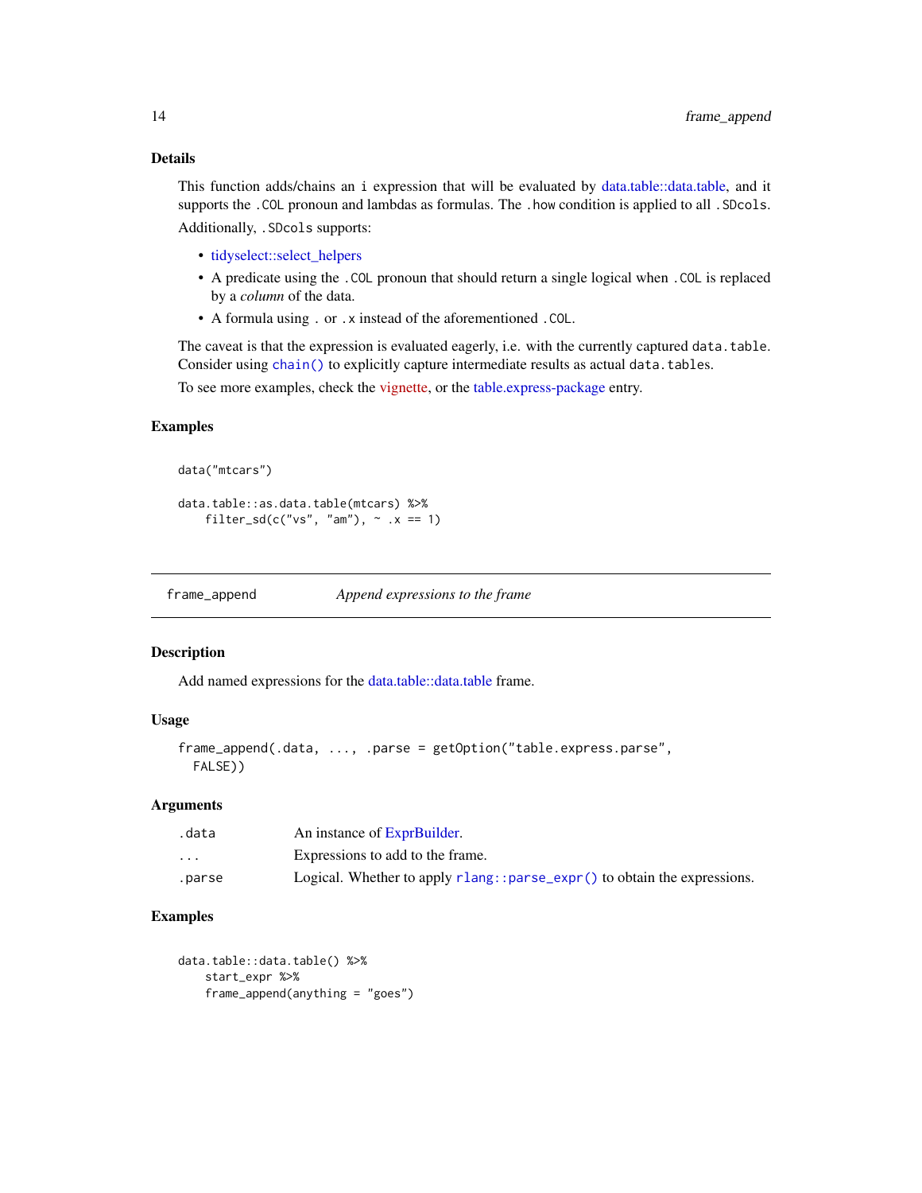### Details

This function adds/chains an `i` expression that will be evaluated by data.table::data.table, and it supports the `.COL` pronoun and lambdas as formulas. The `.how` condition is applied to all `.SDcols`.

Additionally, `.SDcols` supports:

- tidyselect::select_helpers
- A predicate using the `.COL` pronoun that should return a single logical when `.COL` is replaced by a *column* of the data.
- A formula using `.` or `.x` instead of the aforementioned `.COL`.

The caveat is that the expression is evaluated eagerly, i.e. with the currently captured `data.table`. Consider using `chain()` to explicitly capture intermediate results as actual `data.tables`.

To see more examples, check the vignette, or the table.express-package entry.

### Examples

```
data("mtcars")

data.table::as.data.table(mtcars) %>%
    filter_sd(c("vs", "am"), ~ .x == 1)
```

---

## frame_append — *Append expressions to the frame*

### Description

Add named expressions for the data.table::data.table frame.

### Usage

```
frame_append(.data, ..., .parse = getOption("table.express.parse",
  FALSE))
```

### Arguments

| | |
|---|---|
| `.data` | An instance of ExprBuilder. |
| `...` | Expressions to add to the frame. |
| `.parse` | Logical. Whether to apply `rlang::parse_expr()` to obtain the expressions. |

### Examples

```
data.table::data.table() %>%
    start_expr %>%
    frame_append(anything = "goes")
```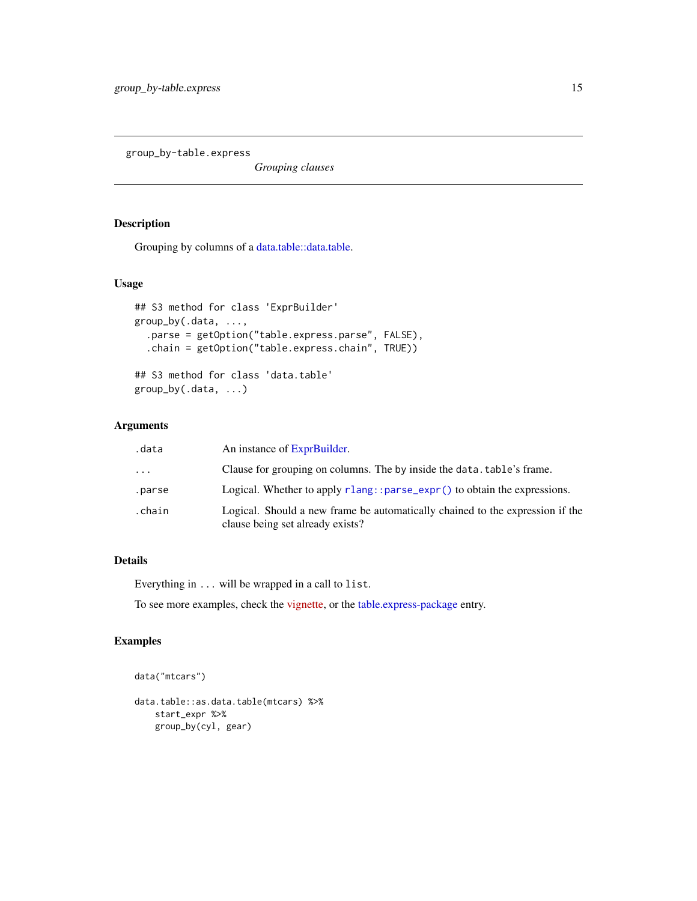## group_by-table.express

*Grouping clauses*

### Description

Grouping by columns of a data.table::data.table.

### Usage

```
## S3 method for class 'ExprBuilder'
group_by(.data, ...,
  .parse = getOption("table.express.parse", FALSE),
  .chain = getOption("table.express.chain", TRUE))

## S3 method for class 'data.table'
group_by(.data, ...)
```

### Arguments

| | |
|---|---|
| `.data` | An instance of ExprBuilder. |
| `...` | Clause for grouping on columns. The `by` inside the `data.table`'s frame. |
| `.parse` | Logical. Whether to apply `rlang::parse_expr()` to obtain the expressions. |
| `.chain` | Logical. Should a new frame be automatically chained to the expression if the clause being set already exists? |

### Details

Everything in `...` will be wrapped in a call to `list`.

To see more examples, check the vignette, or the table.express-package entry.

### Examples

```
data("mtcars")

data.table::as.data.table(mtcars) %>%
    start_expr %>%
    group_by(cyl, gear)
```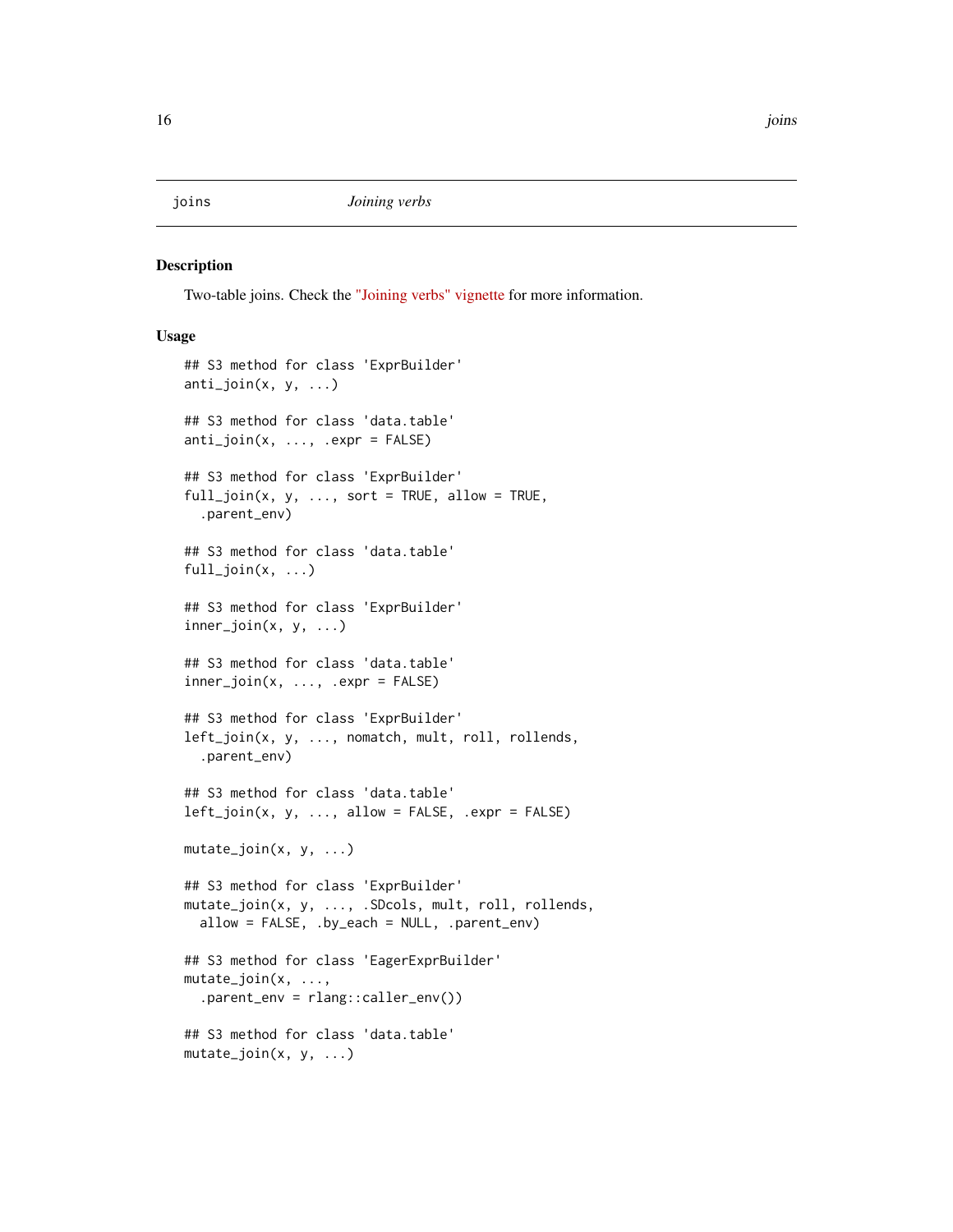# joins — *Joining verbs*

## Description

Two-table joins. Check the "Joining verbs" vignette for more information.

## Usage

```
## S3 method for class 'ExprBuilder'
anti_join(x, y, ...)

## S3 method for class 'data.table'
anti_join(x, ..., .expr = FALSE)

## S3 method for class 'ExprBuilder'
full_join(x, y, ..., sort = TRUE, allow = TRUE,
  .parent_env)

## S3 method for class 'data.table'
full_join(x, ...)

## S3 method for class 'ExprBuilder'
inner_join(x, y, ...)

## S3 method for class 'data.table'
inner_join(x, ..., .expr = FALSE)

## S3 method for class 'ExprBuilder'
left_join(x, y, ..., nomatch, mult, roll, rollends,
  .parent_env)

## S3 method for class 'data.table'
left_join(x, y, ..., allow = FALSE, .expr = FALSE)

mutate_join(x, y, ...)

## S3 method for class 'ExprBuilder'
mutate_join(x, y, ..., .SDcols, mult, roll, rollends,
  allow = FALSE, .by_each = NULL, .parent_env)

## S3 method for class 'EagerExprBuilder'
mutate_join(x, ...,
  .parent_env = rlang::caller_env())

## S3 method for class 'data.table'
mutate_join(x, y, ...)
```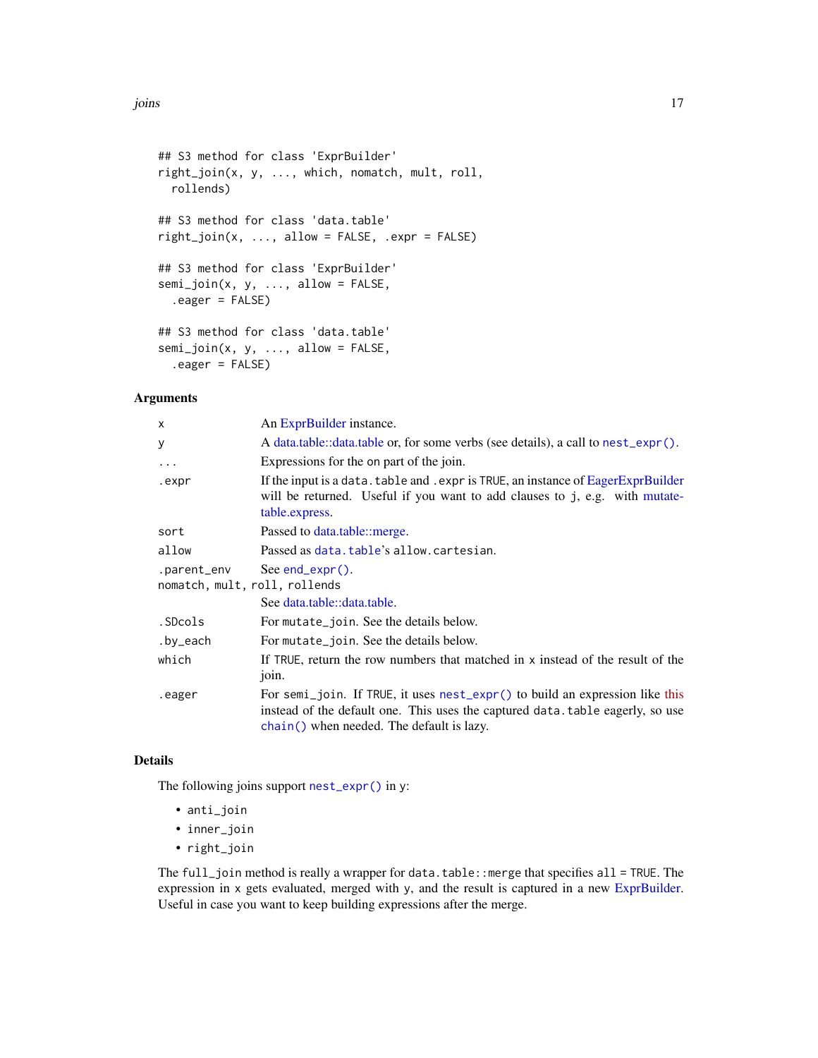```
## S3 method for class 'ExprBuilder'
right_join(x, y, ..., which, nomatch, mult, roll,
  rollends)

## S3 method for class 'data.table'
right_join(x, ..., allow = FALSE, .expr = FALSE)

## S3 method for class 'ExprBuilder'
semi_join(x, y, ..., allow = FALSE,
  .eager = FALSE)

## S3 method for class 'data.table'
semi_join(x, y, ..., allow = FALSE,
  .eager = FALSE)
```

### Arguments

| | |
|---|---|
| `x` | An ExprBuilder instance. |
| `y` | A data.table::data.table or, for some verbs (see details), a call to `nest_expr()`. |
| `...` | Expressions for the on part of the join. |
| `.expr` | If the input is a `data.table` and `.expr` is `TRUE`, an instance of EagerExprBuilder will be returned. Useful if you want to add clauses to `j`, e.g. with mutate-table.express. |
| `sort` | Passed to data.table::merge. |
| `allow` | Passed as `data.table`'s `allow.cartesian`. |
| `.parent_env` | See `end_expr()`. |
| `nomatch, mult, roll, rollends` | See data.table::data.table. |
| `.SDcols` | For `mutate_join`. See the details below. |
| `.by_each` | For `mutate_join`. See the details below. |
| `which` | If `TRUE`, return the row numbers that matched in `x` instead of the result of the join. |
| `.eager` | For `semi_join`. If `TRUE`, it uses `nest_expr()` to build an expression like this instead of the default one. This uses the captured `data.table` eagerly, so use `chain()` when needed. The default is lazy. |

### Details

The following joins support `nest_expr()` in `y`:

- `anti_join`
- `inner_join`
- `right_join`

The `full_join` method is really a wrapper for `data.table::merge` that specifies `all = TRUE`. The expression in `x` gets evaluated, merged with `y`, and the result is captured in a new ExprBuilder. Useful in case you want to keep building expressions after the merge.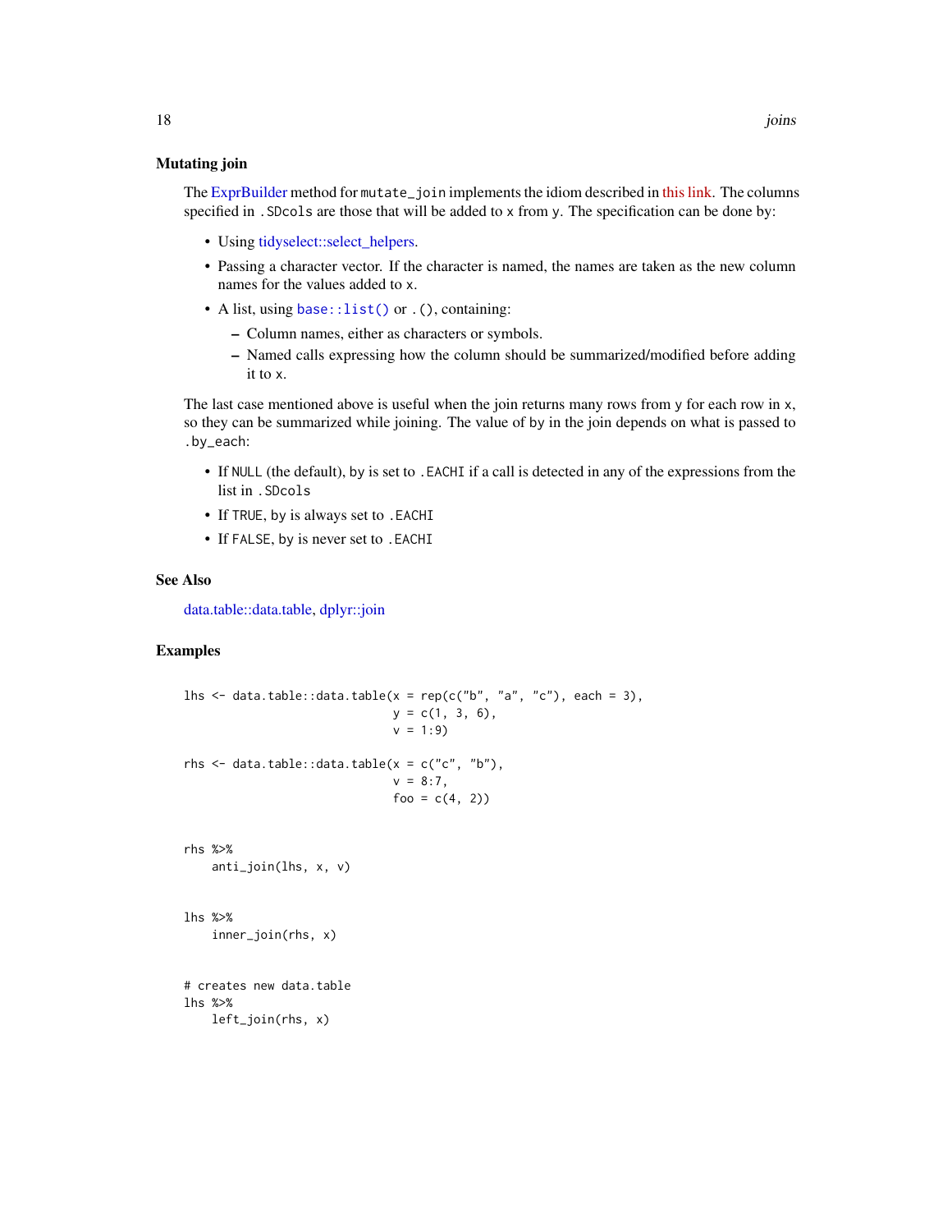### Mutating join

The ExprBuilder method for `mutate_join` implements the idiom described in this link. The columns specified in `.SDcols` are those that will be added to `x` from `y`. The specification can be done by:

- Using tidyselect::select_helpers.
- Passing a character vector. If the character is named, the names are taken as the new column names for the values added to `x`.
- A list, using `base::list()` or `.()`, containing:
  - Column names, either as characters or symbols.
  - Named calls expressing how the column should be summarized/modified before adding it to `x`.

The last case mentioned above is useful when the join returns many rows from `y` for each row in `x`, so they can be summarized while joining. The value of `by` in the join depends on what is passed to `.by_each`:

- If `NULL` (the default), `by` is set to `.EACHI` if a call is detected in any of the expressions from the list in `.SDcols`
- If `TRUE`, `by` is always set to `.EACHI`
- If `FALSE`, `by` is never set to `.EACHI`

## See Also

data.table::data.table, dplyr::join

## Examples

```
lhs <- data.table::data.table(x = rep(c("b", "a", "c"), each = 3),
                              y = c(1, 3, 6),
                              v = 1:9)

rhs <- data.table::data.table(x = c("c", "b"),
                              v = 8:7,
                              foo = c(4, 2))


rhs %>%
    anti_join(lhs, x, v)


lhs %>%
    inner_join(rhs, x)


# creates new data.table
lhs %>%
    left_join(rhs, x)
```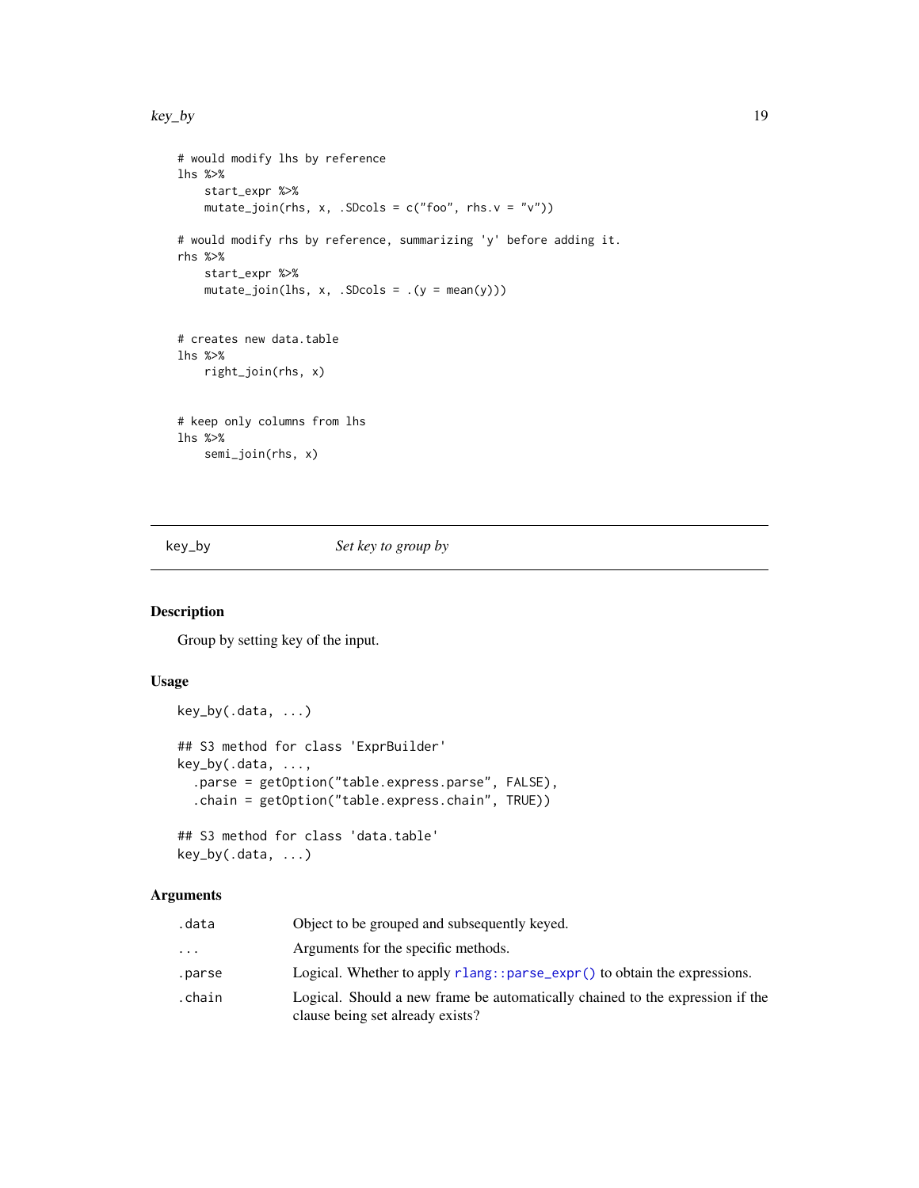```
# would modify lhs by reference
lhs %>%
    start_expr %>%
    mutate_join(rhs, x, .SDcols = c("foo", rhs.v = "v"))

# would modify rhs by reference, summarizing 'y' before adding it.
rhs %>%
    start_expr %>%
    mutate_join(lhs, x, .SDcols = .(y = mean(y)))


# creates new data.table
lhs %>%
    right_join(rhs, x)


# keep only columns from lhs
lhs %>%
    semi_join(rhs, x)
```

---

## key_by *Set key to group by*

---

### Description

Group by setting key of the input.

### Usage

```
key_by(.data, ...)

## S3 method for class 'ExprBuilder'
key_by(.data, ...,
  .parse = getOption("table.express.parse", FALSE),
  .chain = getOption("table.express.chain", TRUE))

## S3 method for class 'data.table'
key_by(.data, ...)
```

### Arguments

| | |
|---|---|
| .data | Object to be grouped and subsequently keyed. |
| ... | Arguments for the specific methods. |
| .parse | Logical. Whether to apply rlang::parse_expr() to obtain the expressions. |
| .chain | Logical. Should a new frame be automatically chained to the expression if the clause being set already exists? |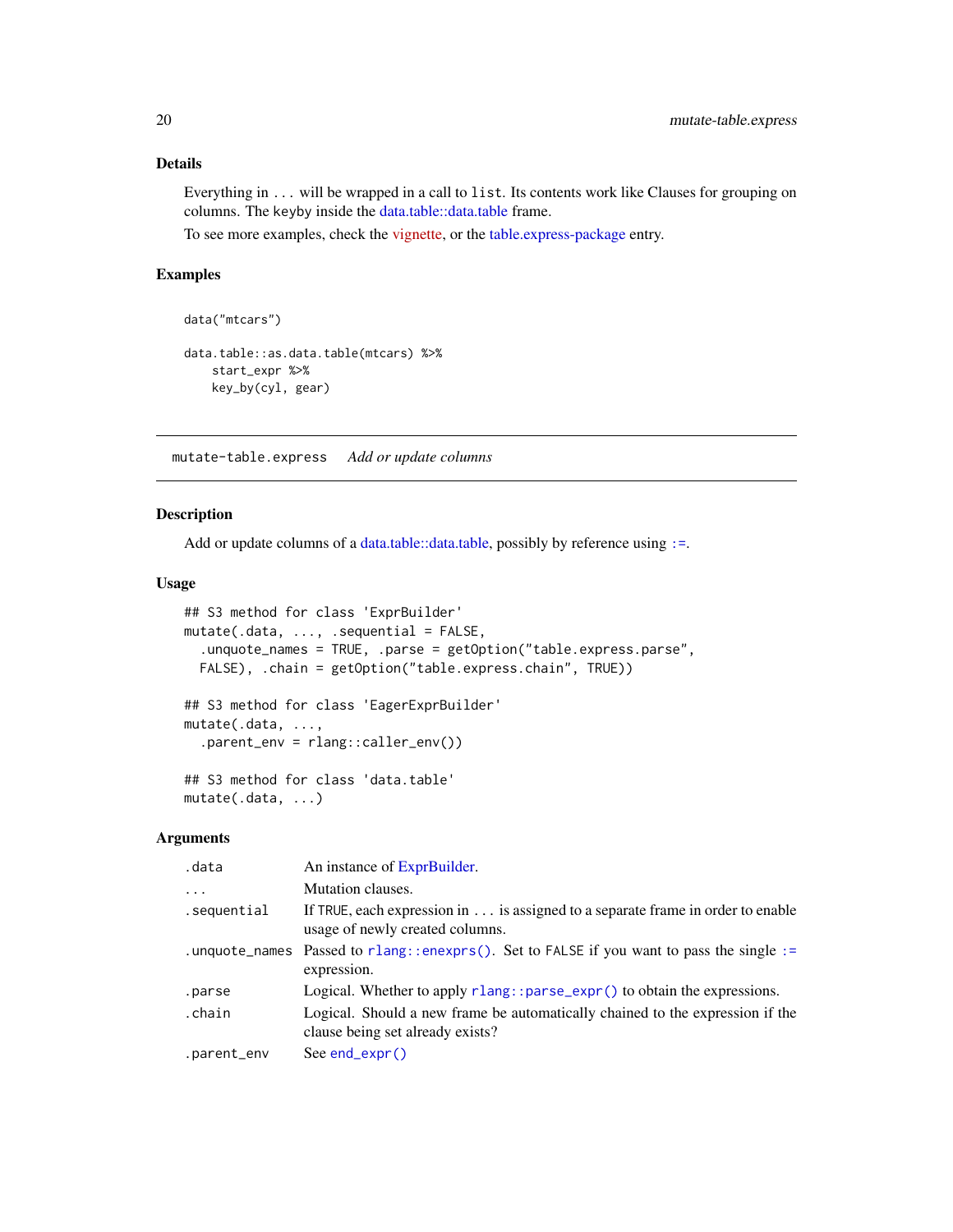### Details

Everything in ... will be wrapped in a call to list. Its contents work like Clauses for grouping on columns. The keyby inside the data.table::data.table frame.

To see more examples, check the vignette, or the table.express-package entry.

### Examples

```
data("mtcars")

data.table::as.data.table(mtcars) %>%
    start_expr %>%
    key_by(cyl, gear)
```

---

## mutate-table.express *Add or update columns*

### Description

Add or update columns of a data.table::data.table, possibly by reference using :=.

### Usage

```
## S3 method for class 'ExprBuilder'
mutate(.data, ..., .sequential = FALSE,
  .unquote_names = TRUE, .parse = getOption("table.express.parse",
  FALSE), .chain = getOption("table.express.chain", TRUE))

## S3 method for class 'EagerExprBuilder'
mutate(.data, ...,
  .parent_env = rlang::caller_env())

## S3 method for class 'data.table'
mutate(.data, ...)
```

### Arguments

| | |
|---|---|
| .data | An instance of ExprBuilder. |
| ... | Mutation clauses. |
| .sequential | If TRUE, each expression in ... is assigned to a separate frame in order to enable usage of newly created columns. |
| .unquote_names | Passed to rlang::enexprs(). Set to FALSE if you want to pass the single := expression. |
| .parse | Logical. Whether to apply rlang::parse_expr() to obtain the expressions. |
| .chain | Logical. Should a new frame be automatically chained to the expression if the clause being set already exists? |
| .parent_env | See end_expr() |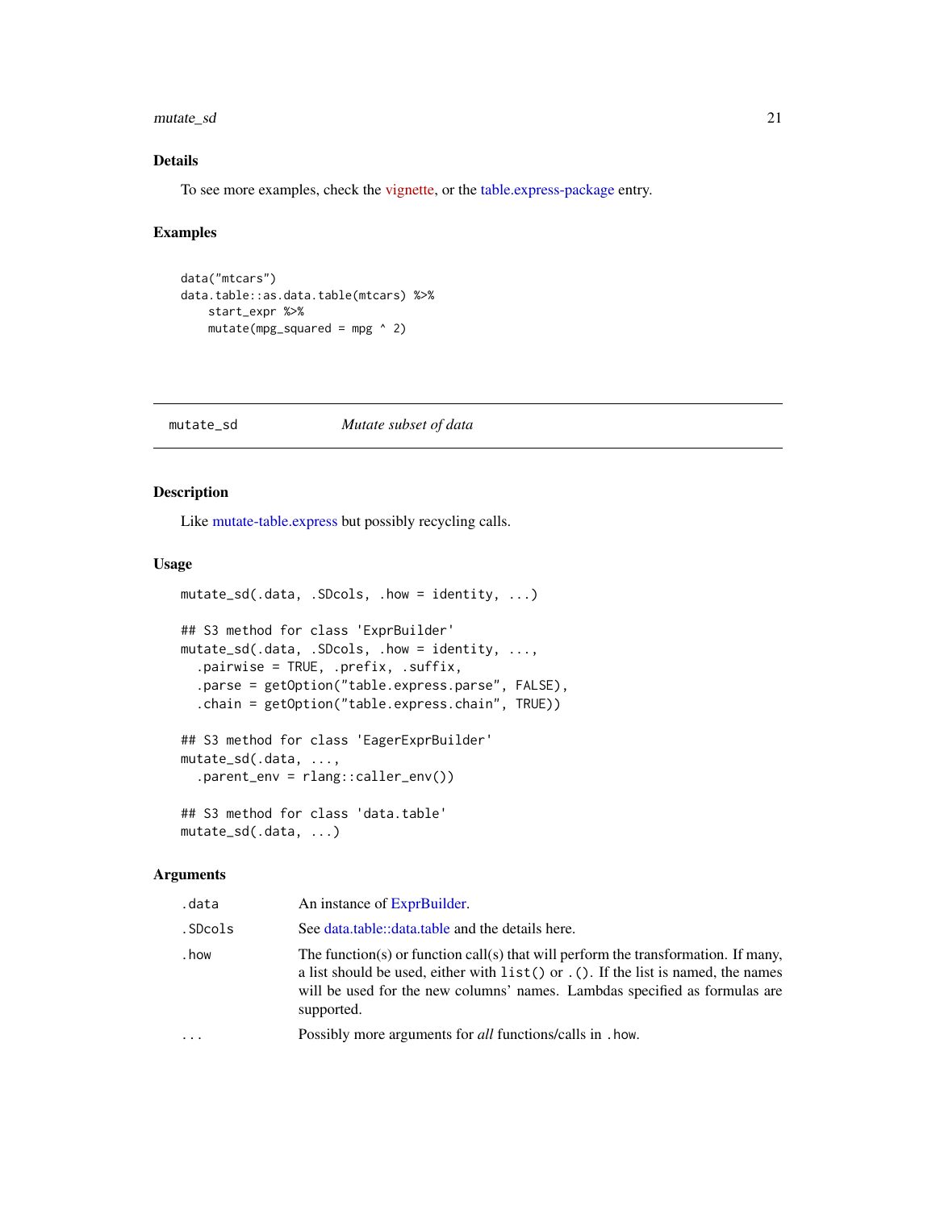### Details

To see more examples, check the vignette, or the table.express-package entry.

### Examples

```
data("mtcars")
data.table::as.data.table(mtcars) %>%
    start_expr %>%
    mutate(mpg_squared = mpg ^ 2)
```

---

## mutate_sd — *Mutate subset of data*

### Description

Like mutate-table.express but possibly recycling calls.

### Usage

```
mutate_sd(.data, .SDcols, .how = identity, ...)

## S3 method for class 'ExprBuilder'
mutate_sd(.data, .SDcols, .how = identity, ...,
  .pairwise = TRUE, .prefix, .suffix,
  .parse = getOption("table.express.parse", FALSE),
  .chain = getOption("table.express.chain", TRUE))

## S3 method for class 'EagerExprBuilder'
mutate_sd(.data, ...,
  .parent_env = rlang::caller_env())

## S3 method for class 'data.table'
mutate_sd(.data, ...)
```

### Arguments

| | |
|---|---|
| .data | An instance of ExprBuilder. |
| .SDcols | See data.table::data.table and the details here. |
| .how | The function(s) or function call(s) that will perform the transformation. If many, a list should be used, either with `list()` or `.()`. If the list is named, the names will be used for the new columns' names. Lambdas specified as formulas are supported. |
| ... | Possibly more arguments for *all* functions/calls in `.how`. |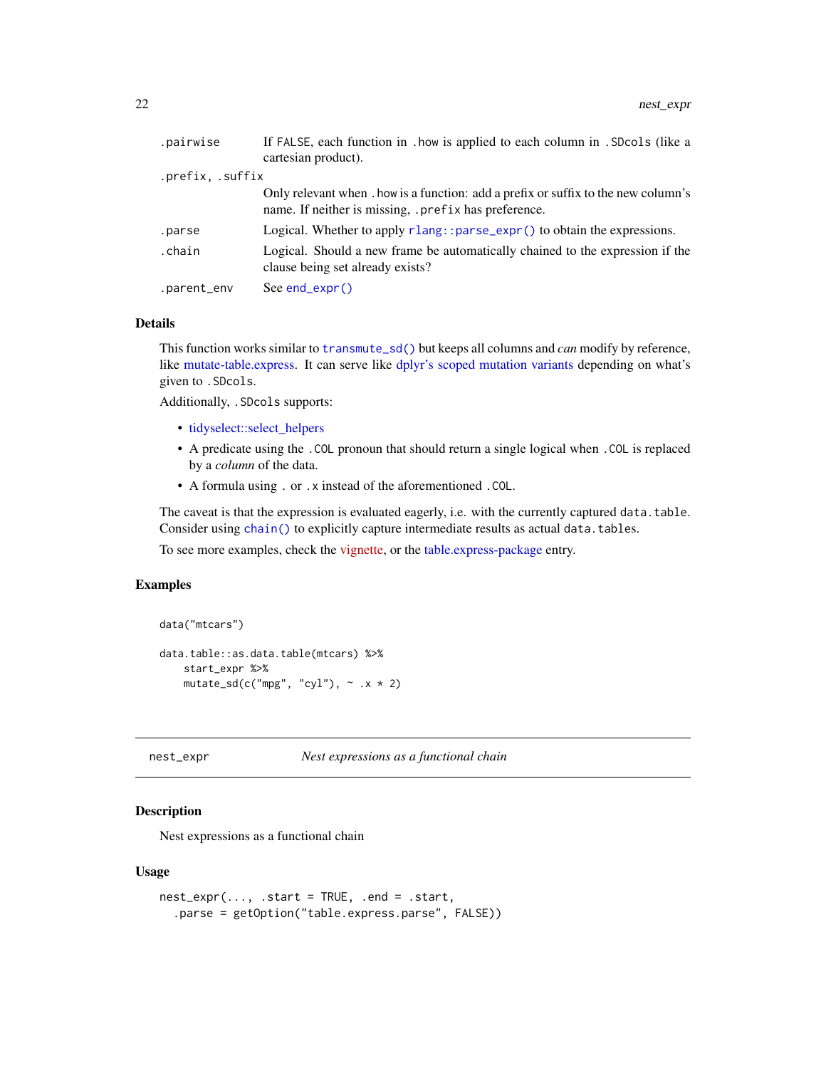| | |
|---|---|
| `.pairwise` | If `FALSE`, each function in `.how` is applied to each column in `.SDcols` (like a cartesian product). |
| `.prefix, .suffix` | Only relevant when `.how` is a function: add a prefix or suffix to the new column's name. If neither is missing, `.prefix` has preference. |
| `.parse` | Logical. Whether to apply `rlang::parse_expr()` to obtain the expressions. |
| `.chain` | Logical. Should a new frame be automatically chained to the expression if the clause being set already exists? |
| `.parent_env` | See `end_expr()` |

### Details

This function works similar to `transmute_sd()` but keeps all columns and *can* modify by reference, like mutate-table.express. It can serve like dplyr's scoped mutation variants depending on what's given to `.SDcols`.

Additionally, `.SDcols` supports:

- tidyselect::select_helpers
- A predicate using the `.COL` pronoun that should return a single logical when `.COL` is replaced by a *column* of the data.
- A formula using `.` or `.x` instead of the aforementioned `.COL`.

The caveat is that the expression is evaluated eagerly, i.e. with the currently captured `data.table`. Consider using `chain()` to explicitly capture intermediate results as actual `data.table`s.

To see more examples, check the vignette, or the table.express-package entry.

### Examples

```
data("mtcars")

data.table::as.data.table(mtcars) %>%
    start_expr %>%
    mutate_sd(c("mpg", "cyl"), ~ .x * 2)
```

---

## nest_expr — *Nest expressions as a functional chain*

### Description

Nest expressions as a functional chain

### Usage

```
nest_expr(..., .start = TRUE, .end = .start,
  .parse = getOption("table.express.parse", FALSE))
```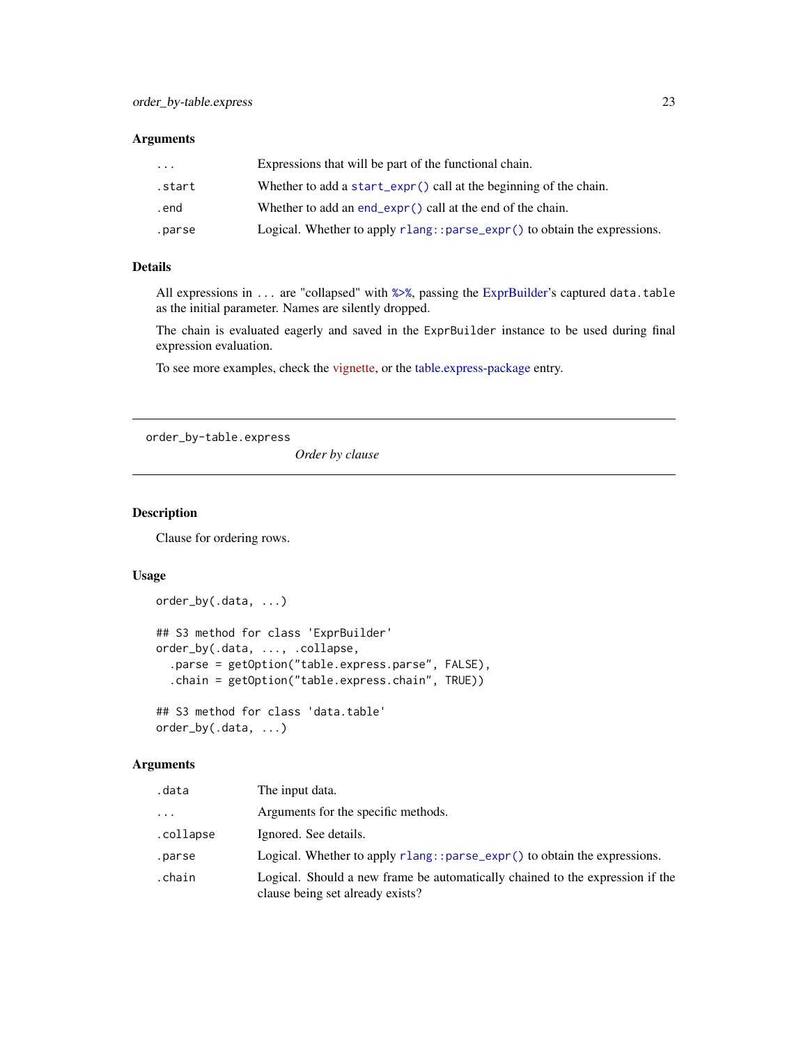## Arguments

| | |
|---|---|
| `...` | Expressions that will be part of the functional chain. |
| `.start` | Whether to add a `start_expr()` call at the beginning of the chain. |
| `.end` | Whether to add an `end_expr()` call at the end of the chain. |
| `.parse` | Logical. Whether to apply `rlang::parse_expr()` to obtain the expressions. |

## Details

All expressions in `...` are "collapsed" with `%>%`, passing the ExprBuilder's captured `data.table` as the initial parameter. Names are silently dropped.

The chain is evaluated eagerly and saved in the `ExprBuilder` instance to be used during final expression evaluation.

To see more examples, check the vignette, or the table.express-package entry.

---

# order_by-table.express *Order by clause*

## Description

Clause for ordering rows.

## Usage

```
order_by(.data, ...)

## S3 method for class 'ExprBuilder'
order_by(.data, ..., .collapse,
  .parse = getOption("table.express.parse", FALSE),
  .chain = getOption("table.express.chain", TRUE))

## S3 method for class 'data.table'
order_by(.data, ...)
```

## Arguments

| | |
|---|---|
| `.data` | The input data. |
| `...` | Arguments for the specific methods. |
| `.collapse` | Ignored. See details. |
| `.parse` | Logical. Whether to apply `rlang::parse_expr()` to obtain the expressions. |
| `.chain` | Logical. Should a new frame be automatically chained to the expression if the clause being set already exists? |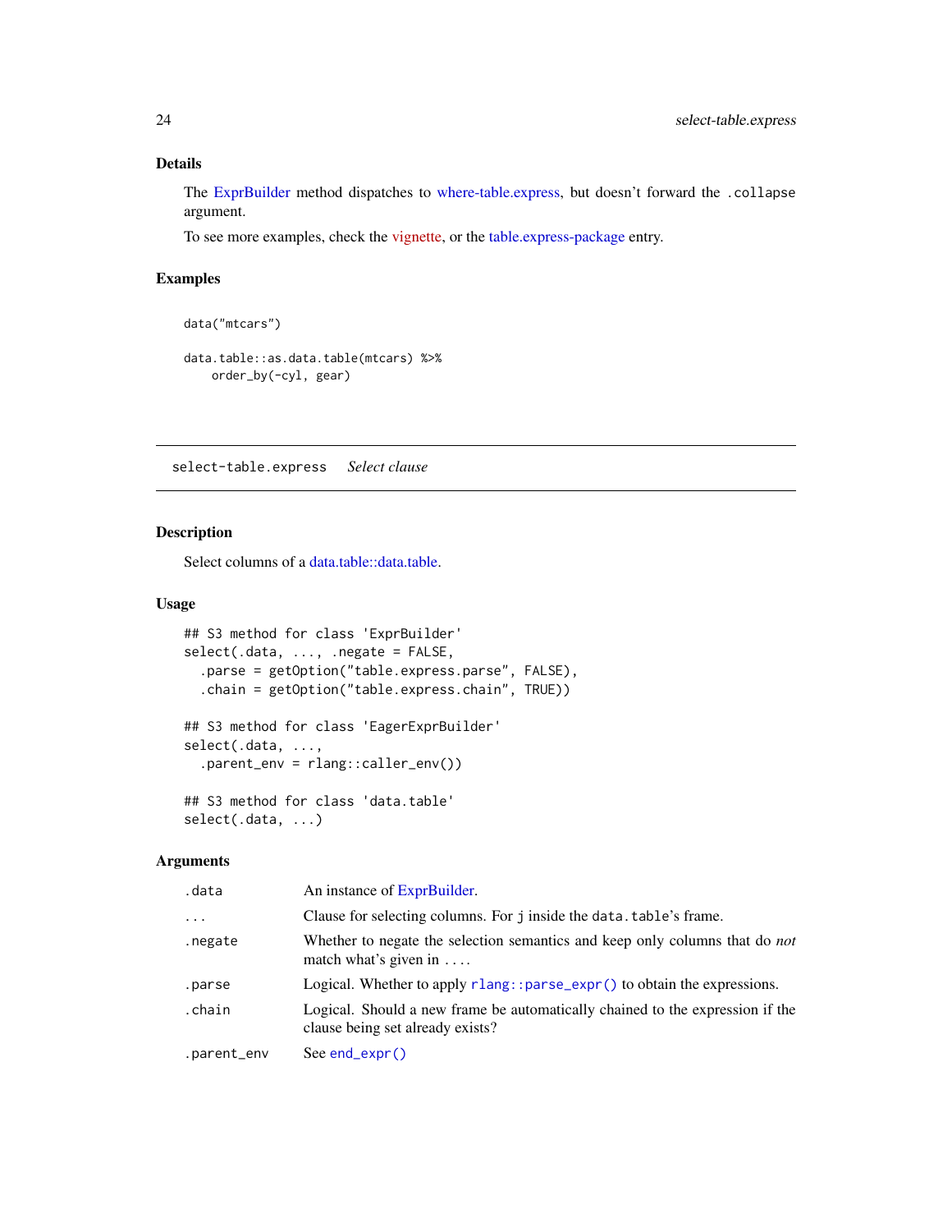## Details

The ExprBuilder method dispatches to where-table.express, but doesn't forward the `.collapse` argument.

To see more examples, check the vignette, or the table.express-package entry.

## Examples

```
data("mtcars")

data.table::as.data.table(mtcars) %>%
    order_by(-cyl, gear)
```

---

`select-table.express` *Select clause*

---

## Description

Select columns of a data.table::data.table.

## Usage

```
## S3 method for class 'ExprBuilder'
select(.data, ..., .negate = FALSE,
  .parse = getOption("table.express.parse", FALSE),
  .chain = getOption("table.express.chain", TRUE))

## S3 method for class 'EagerExprBuilder'
select(.data, ...,
  .parent_env = rlang::caller_env())

## S3 method for class 'data.table'
select(.data, ...)
```

## Arguments

| | |
|---|---|
| `.data` | An instance of ExprBuilder. |
| `...` | Clause for selecting columns. For `j` inside the `data.table`'s frame. |
| `.negate` | Whether to negate the selection semantics and keep only columns that do *not* match what's given in `...`. |
| `.parse` | Logical. Whether to apply `rlang::parse_expr()` to obtain the expressions. |
| `.chain` | Logical. Should a new frame be automatically chained to the expression if the clause being set already exists? |
| `.parent_env` | See `end_expr()` |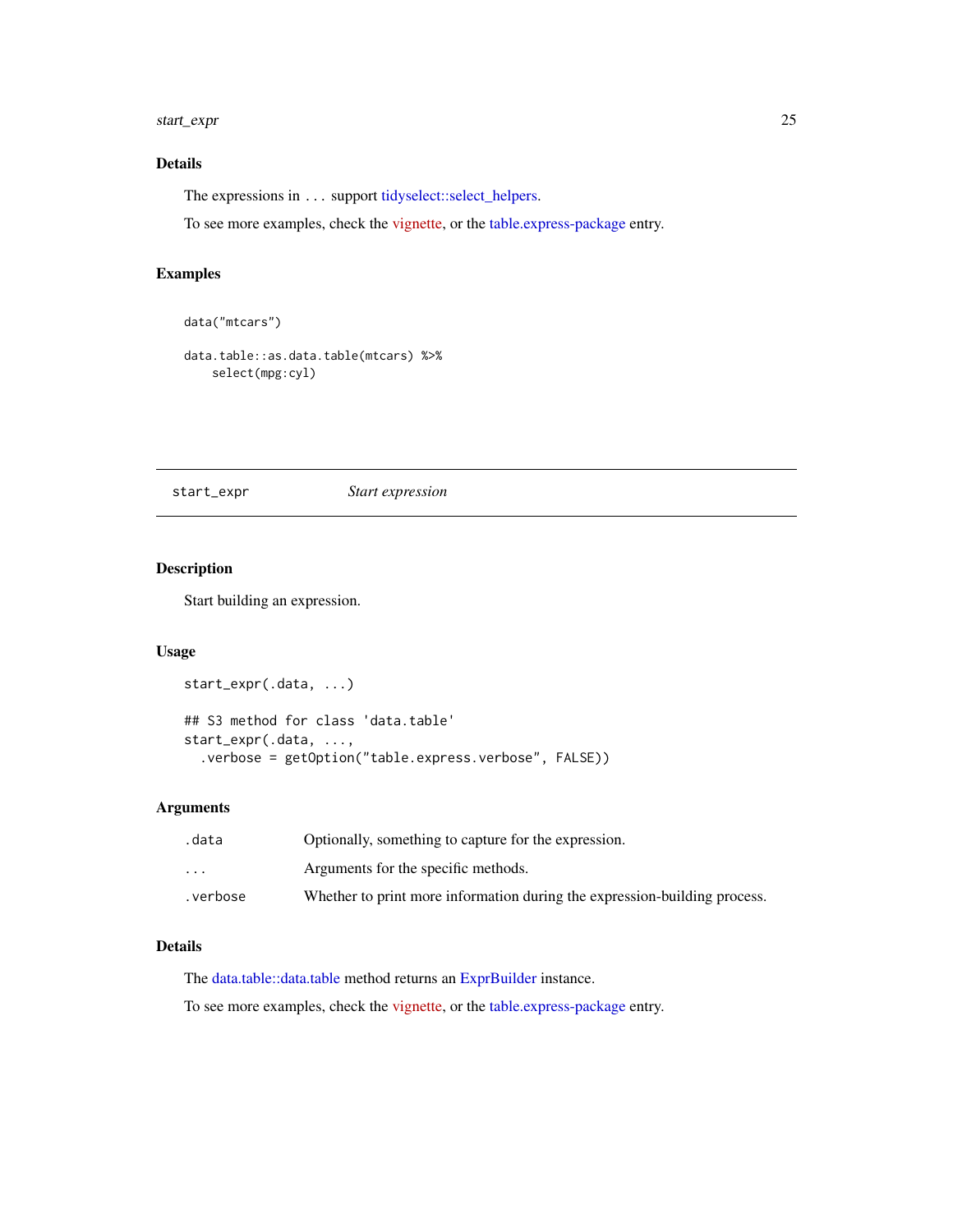### Details

The expressions in `...` support tidyselect::select_helpers.

To see more examples, check the vignette, or the table.express-package entry.

### Examples

```
data("mtcars")

data.table::as.data.table(mtcars) %>%
    select(mpg:cyl)
```

## start_expr — *Start expression*

### Description

Start building an expression.

### Usage

```
start_expr(.data, ...)

## S3 method for class 'data.table'
start_expr(.data, ...,
  .verbose = getOption("table.express.verbose", FALSE))
```

### Arguments

| | |
|---|---|
| `.data` | Optionally, something to capture for the expression. |
| `...` | Arguments for the specific methods. |
| `.verbose` | Whether to print more information during the expression-building process. |

### Details

The data.table::data.table method returns an ExprBuilder instance.

To see more examples, check the vignette, or the table.express-package entry.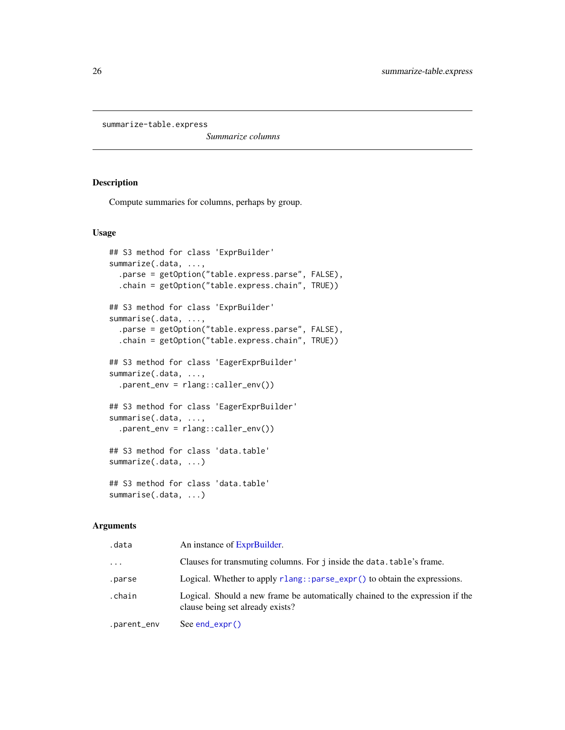summarize-table.express

*Summarize columns*

## Description

Compute summaries for columns, perhaps by group.

## Usage

```
## S3 method for class 'ExprBuilder'
summarize(.data, ...,
  .parse = getOption("table.express.parse", FALSE),
  .chain = getOption("table.express.chain", TRUE))

## S3 method for class 'ExprBuilder'
summarise(.data, ...,
  .parse = getOption("table.express.parse", FALSE),
  .chain = getOption("table.express.chain", TRUE))

## S3 method for class 'EagerExprBuilder'
summarize(.data, ...,
  .parent_env = rlang::caller_env())

## S3 method for class 'EagerExprBuilder'
summarise(.data, ...,
  .parent_env = rlang::caller_env())

## S3 method for class 'data.table'
summarize(.data, ...)

## S3 method for class 'data.table'
summarise(.data, ...)
```

## Arguments

| | |
|---|---|
| `.data` | An instance of ExprBuilder. |
| `...` | Clauses for transmuting columns. For `j` inside the `data.table`'s frame. |
| `.parse` | Logical. Whether to apply `rlang::parse_expr()` to obtain the expressions. |
| `.chain` | Logical. Should a new frame be automatically chained to the expression if the clause being set already exists? |
| `.parent_env` | See `end_expr()` |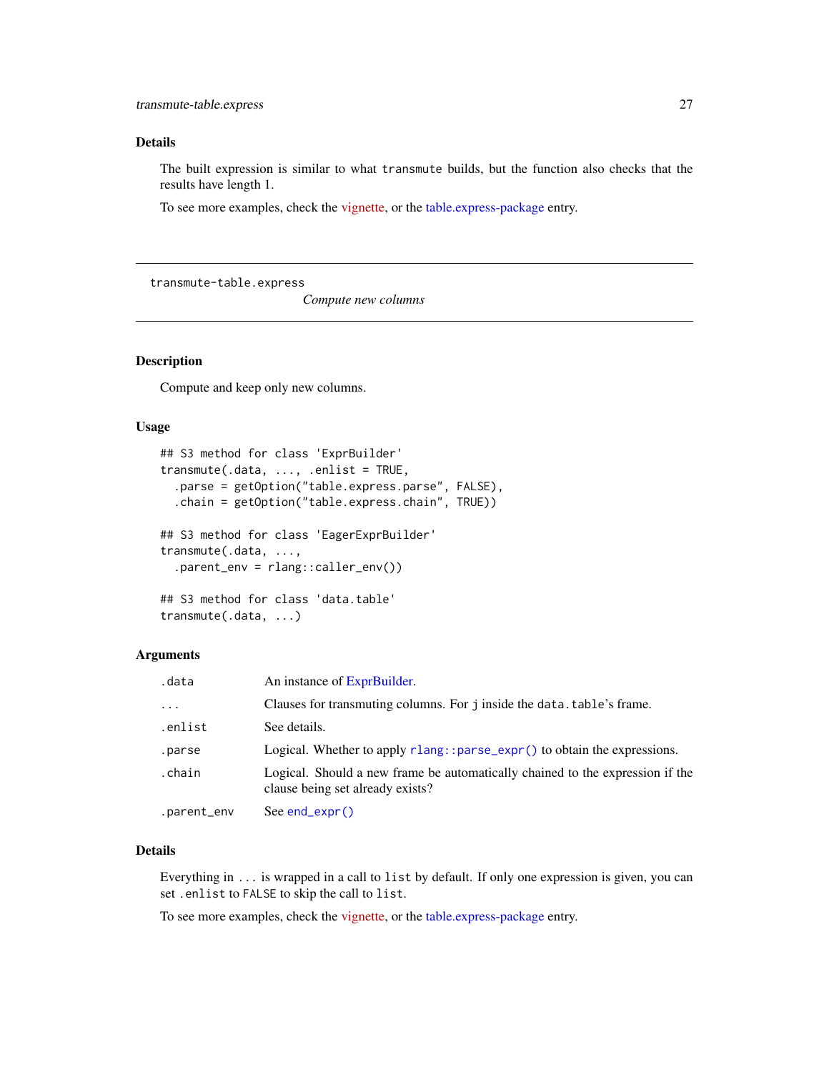## Details

The built expression is similar to what `transmute` builds, but the function also checks that the results have length 1.

To see more examples, check the vignette, or the table.express-package entry.

---

# transmute-table.express

*Compute new columns*

---

## Description

Compute and keep only new columns.

## Usage

```
## S3 method for class 'ExprBuilder'
transmute(.data, ..., .enlist = TRUE,
  .parse = getOption("table.express.parse", FALSE),
  .chain = getOption("table.express.chain", TRUE))

## S3 method for class 'EagerExprBuilder'
transmute(.data, ...,
  .parent_env = rlang::caller_env())

## S3 method for class 'data.table'
transmute(.data, ...)
```

## Arguments

| | |
|---|---|
| `.data` | An instance of ExprBuilder. |
| `...` | Clauses for transmuting columns. For `j` inside the `data.table`'s frame. |
| `.enlist` | See details. |
| `.parse` | Logical. Whether to apply `rlang::parse_expr()` to obtain the expressions. |
| `.chain` | Logical. Should a new frame be automatically chained to the expression if the clause being set already exists? |
| `.parent_env` | See `end_expr()` |

## Details

Everything in `...` is wrapped in a call to `list` by default. If only one expression is given, you can set `.enlist` to `FALSE` to skip the call to `list`.

To see more examples, check the vignette, or the table.express-package entry.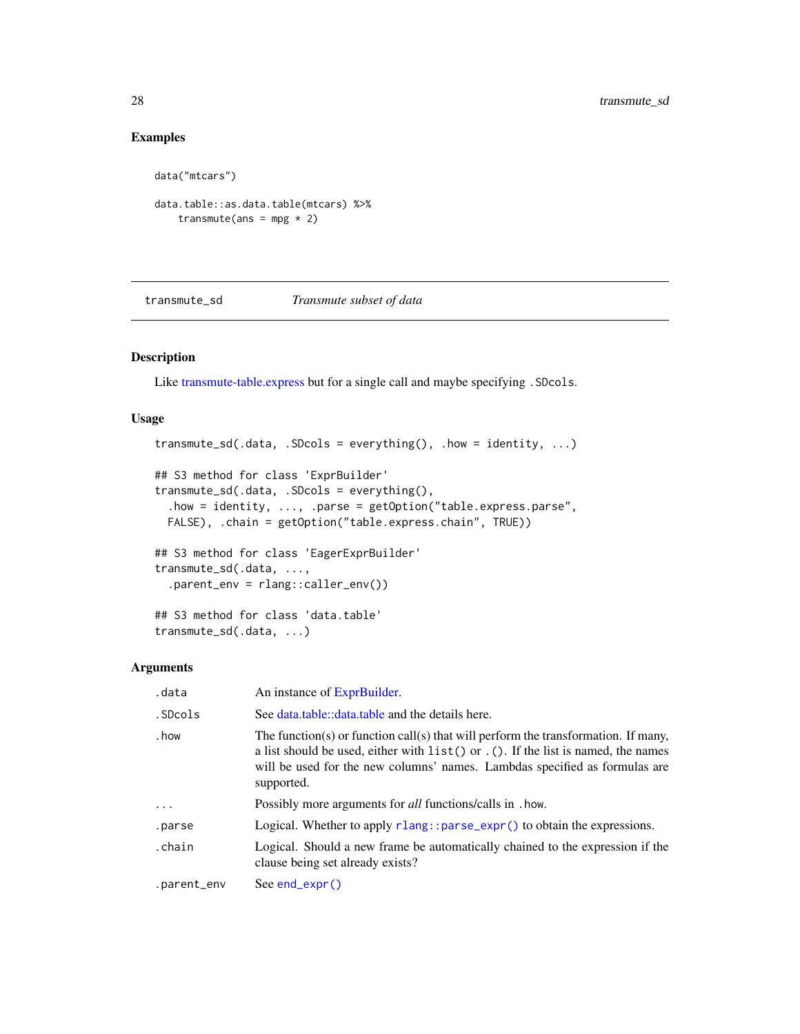## Examples

```
data("mtcars")

data.table::as.data.table(mtcars) %>%
    transmute(ans = mpg * 2)
```

---

`transmute_sd` *Transmute subset of data*

---

## Description

Like transmute-table.express but for a single call and maybe specifying `.SDcols`.

## Usage

```
transmute_sd(.data, .SDcols = everything(), .how = identity, ...)

## S3 method for class 'ExprBuilder'
transmute_sd(.data, .SDcols = everything(),
  .how = identity, ..., .parse = getOption("table.express.parse",
  FALSE), .chain = getOption("table.express.chain", TRUE))

## S3 method for class 'EagerExprBuilder'
transmute_sd(.data, ...,
  .parent_env = rlang::caller_env())

## S3 method for class 'data.table'
transmute_sd(.data, ...)
```

## Arguments

| | |
|---|---|
| `.data` | An instance of ExprBuilder. |
| `.SDcols` | See data.table::data.table and the details here. |
| `.how` | The function(s) or function call(s) that will perform the transformation. If many, a list should be used, either with `list()` or `.()`. If the list is named, the names will be used for the new columns' names. Lambdas specified as formulas are supported. |
| `...` | Possibly more arguments for *all* functions/calls in `.how`. |
| `.parse` | Logical. Whether to apply `rlang::parse_expr()` to obtain the expressions. |
| `.chain` | Logical. Should a new frame be automatically chained to the expression if the clause being set already exists? |
| `.parent_env` | See `end_expr()` |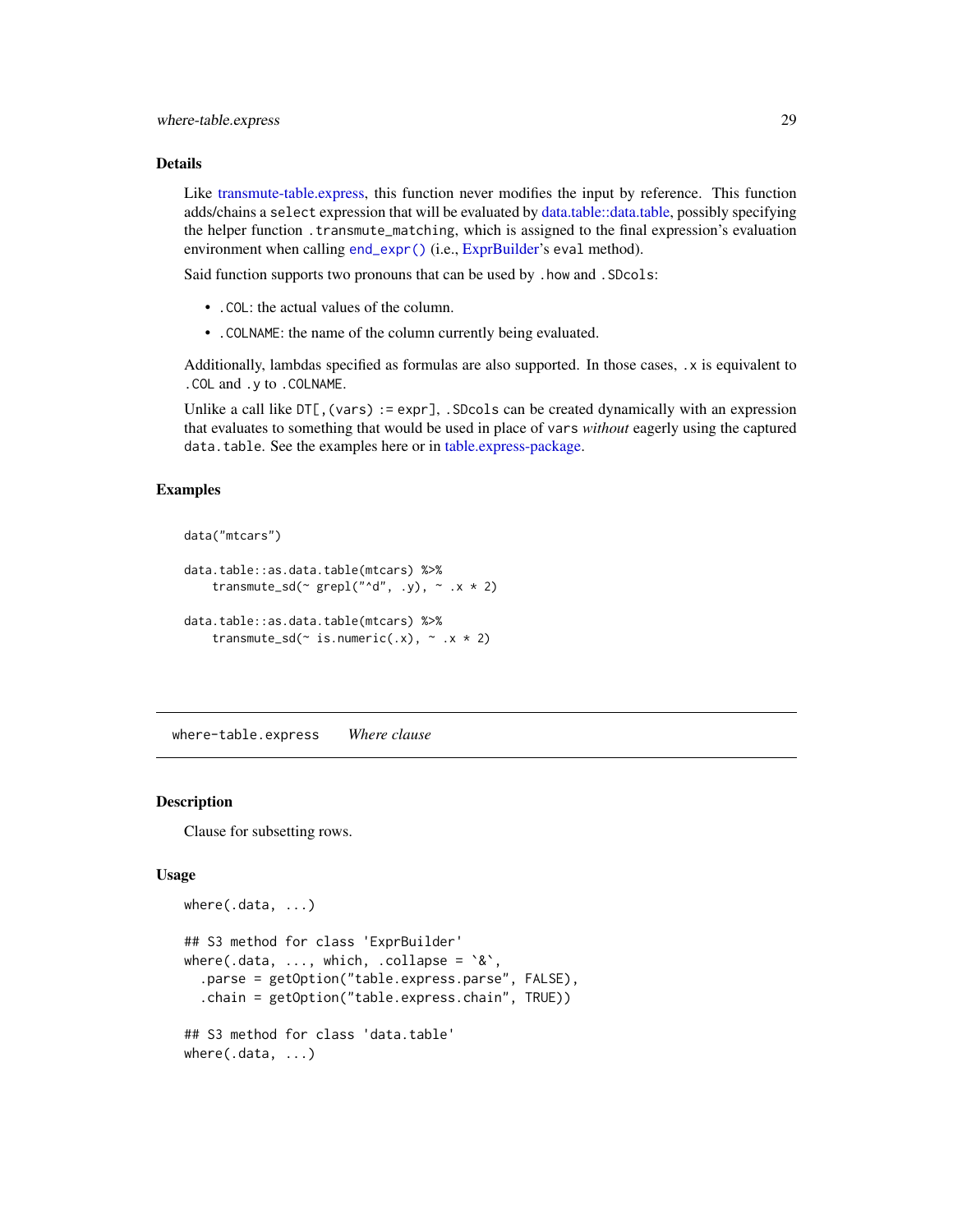### Details

Like transmute-table.express, this function never modifies the input by reference. This function adds/chains a `select` expression that will be evaluated by data.table::data.table, possibly specifying the helper function `.transmute_matching`, which is assigned to the final expression's evaluation environment when calling `end_expr()` (i.e., ExprBuilder's `eval` method).

Said function supports two pronouns that can be used by `.how` and `.SDcols`:

- `.COL`: the actual values of the column.
- `.COLNAME`: the name of the column currently being evaluated.

Additionally, lambdas specified as formulas are also supported. In those cases, `.x` is equivalent to `.COL` and `.y` to `.COLNAME`.

Unlike a call like `DT[, (vars) := expr]`, `.SDcols` can be created dynamically with an expression that evaluates to something that would be used in place of `vars` *without* eagerly using the captured `data.table`. See the examples here or in table.express-package.

### Examples

```
data("mtcars")

data.table::as.data.table(mtcars) %>%
    transmute_sd(~ grepl("^d", .y), ~ .x * 2)

data.table::as.data.table(mtcars) %>%
    transmute_sd(~ is.numeric(.x), ~ .x * 2)
```

## where-table.express — *Where clause*

### Description

Clause for subsetting rows.

### Usage

```
where(.data, ...)

## S3 method for class 'ExprBuilder'
where(.data, ..., which, .collapse = `&`,
  .parse = getOption("table.express.parse", FALSE),
  .chain = getOption("table.express.chain", TRUE))

## S3 method for class 'data.table'
where(.data, ...)
```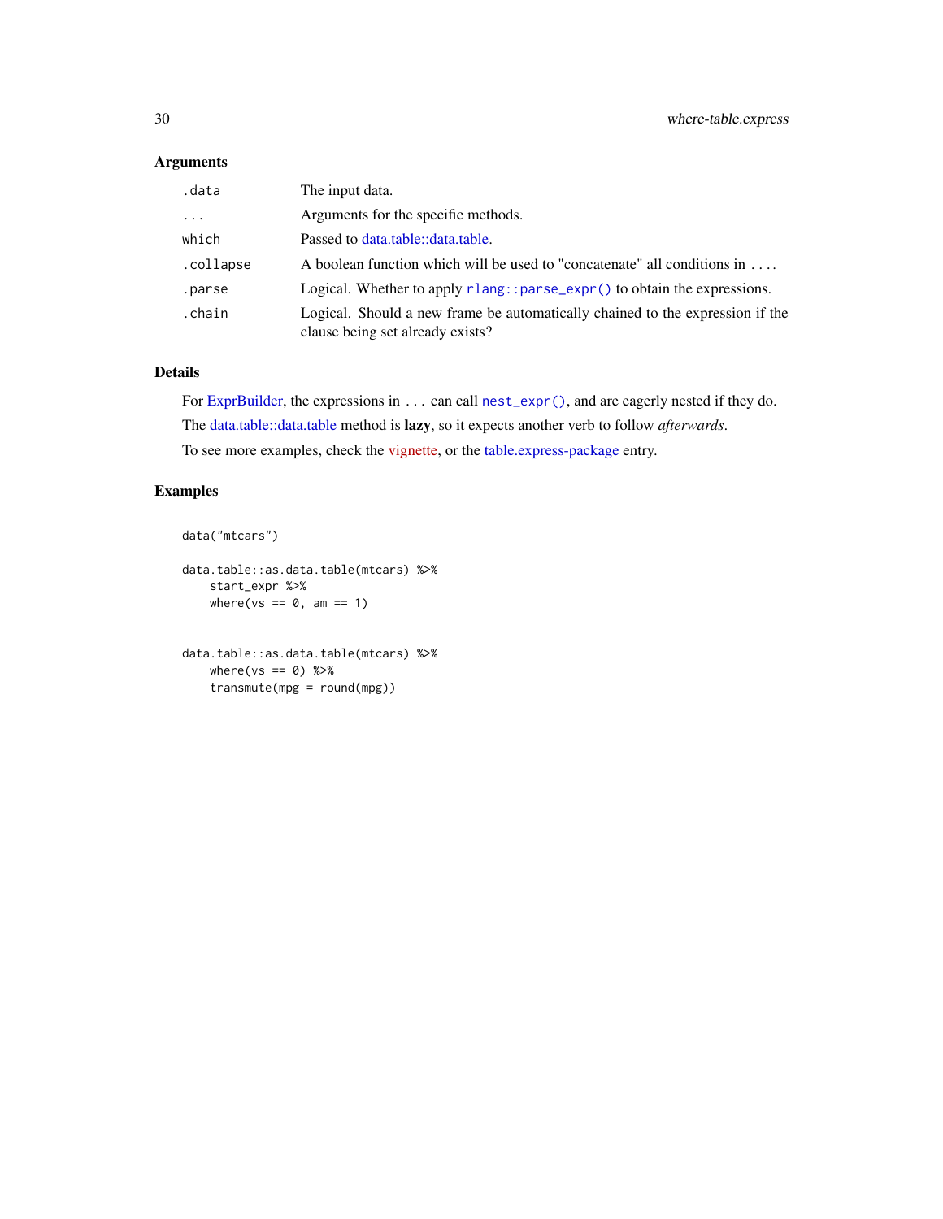### Arguments

| | |
|---|---|
| `.data` | The input data. |
| `...` | Arguments for the specific methods. |
| `which` | Passed to data.table::data.table. |
| `.collapse` | A boolean function which will be used to "concatenate" all conditions in `...`. |
| `.parse` | Logical. Whether to apply `rlang::parse_expr()` to obtain the expressions. |
| `.chain` | Logical. Should a new frame be automatically chained to the expression if the clause being set already exists? |

### Details

For ExprBuilder, the expressions in `...` can call `nest_expr()`, and are eagerly nested if they do.

The data.table::data.table method is **lazy**, so it expects another verb to follow *afterwards*.

To see more examples, check the vignette, or the table.express-package entry.

### Examples

```
data("mtcars")

data.table::as.data.table(mtcars) %>%
    start_expr %>%
    where(vs == 0, am == 1)


data.table::as.data.table(mtcars) %>%
    where(vs == 0) %>%
    transmute(mpg = round(mpg))
```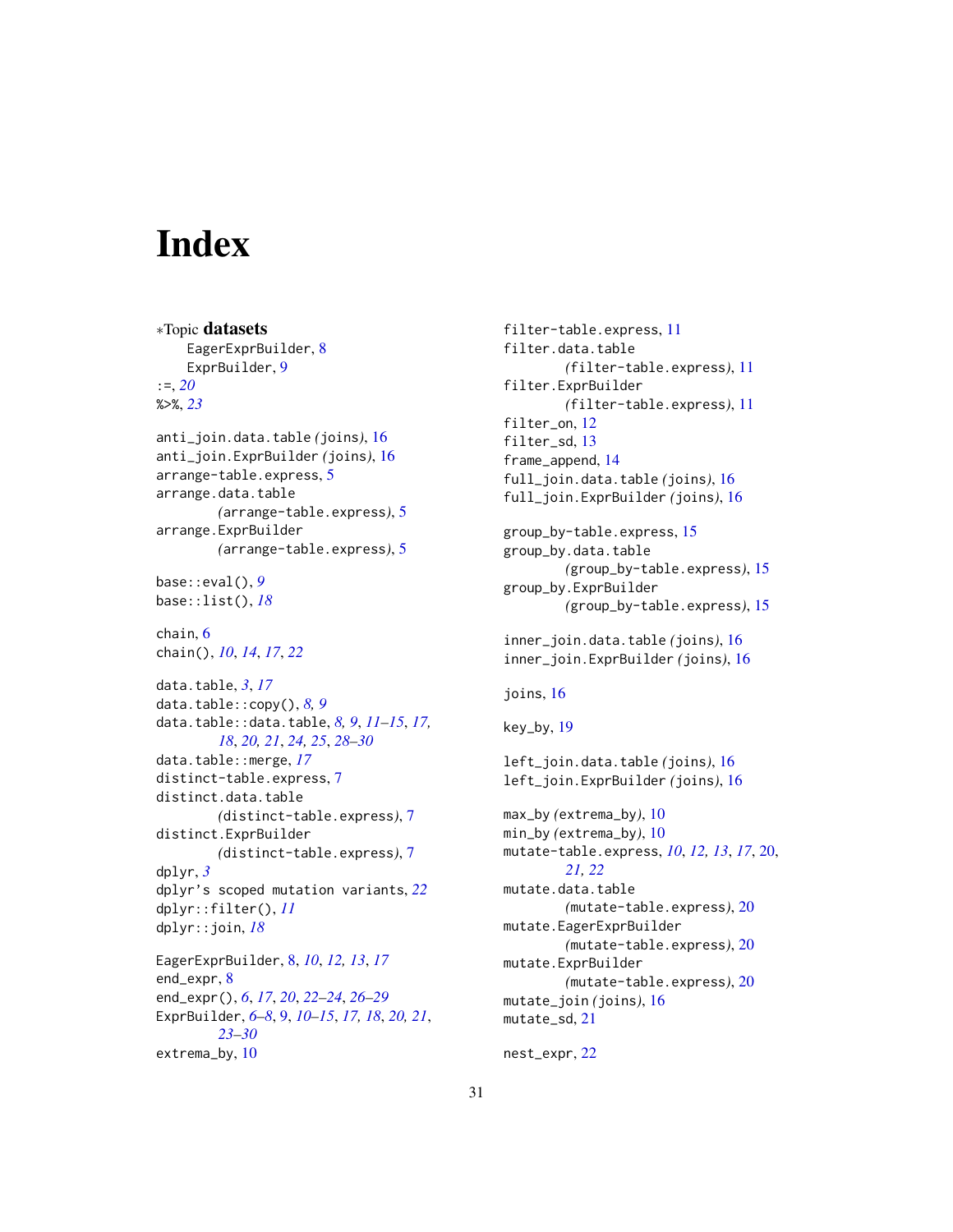# Index

∗Topic **datasets**
  EagerExprBuilder, 8
  ExprBuilder, 9
:=, *20*
%>%, *23*

anti_join.data.table (joins), 16
anti_join.ExprBuilder (joins), 16
arrange-table.express, 5
arrange.data.table
  (arrange-table.express), 5
arrange.ExprBuilder
  (arrange-table.express), 5

base::eval(), *9*
base::list(), *18*

chain, 6
chain(), *10*, *14*, *17*, *22*

data.table, *3*, *17*
data.table::copy(), *8, 9*
data.table::data.table, *8, 9*, *11–15*, *17, 18*, *20, 21*, *24, 25*, *28–30*
data.table::merge, *17*
distinct-table.express, 7
distinct.data.table
  (distinct-table.express), 7
distinct.ExprBuilder
  (distinct-table.express), 7
dplyr, *3*
dplyr's scoped mutation variants, *22*
dplyr::filter(), *11*
dplyr::join, *18*

EagerExprBuilder, 8, *10*, *12, 13*, *17*
end_expr, 8
end_expr(), *6*, *17*, *20*, *22–24*, *26–29*
ExprBuilder, *6–8*, 9, *10–15*, *17, 18*, *20, 21*, *23–30*
extrema_by, 10

filter-table.express, 11
filter.data.table
  (filter-table.express), 11
filter.ExprBuilder
  (filter-table.express), 11
filter_on, 12
filter_sd, 13
frame_append, 14
full_join.data.table (joins), 16
full_join.ExprBuilder (joins), 16

group_by-table.express, 15
group_by.data.table
  (group_by-table.express), 15
group_by.ExprBuilder
  (group_by-table.express), 15

inner_join.data.table (joins), 16
inner_join.ExprBuilder (joins), 16

joins, 16

key_by, 19

left_join.data.table (joins), 16
left_join.ExprBuilder (joins), 16

max_by (extrema_by), 10
min_by (extrema_by), 10
mutate-table.express, *10*, *12, 13*, *17*, 20, *21, 22*
mutate.data.table
  (mutate-table.express), 20
mutate.EagerExprBuilder
  (mutate-table.express), 20
mutate.ExprBuilder
  (mutate-table.express), 20
mutate_join (joins), 16
mutate_sd, 21

nest_expr, 22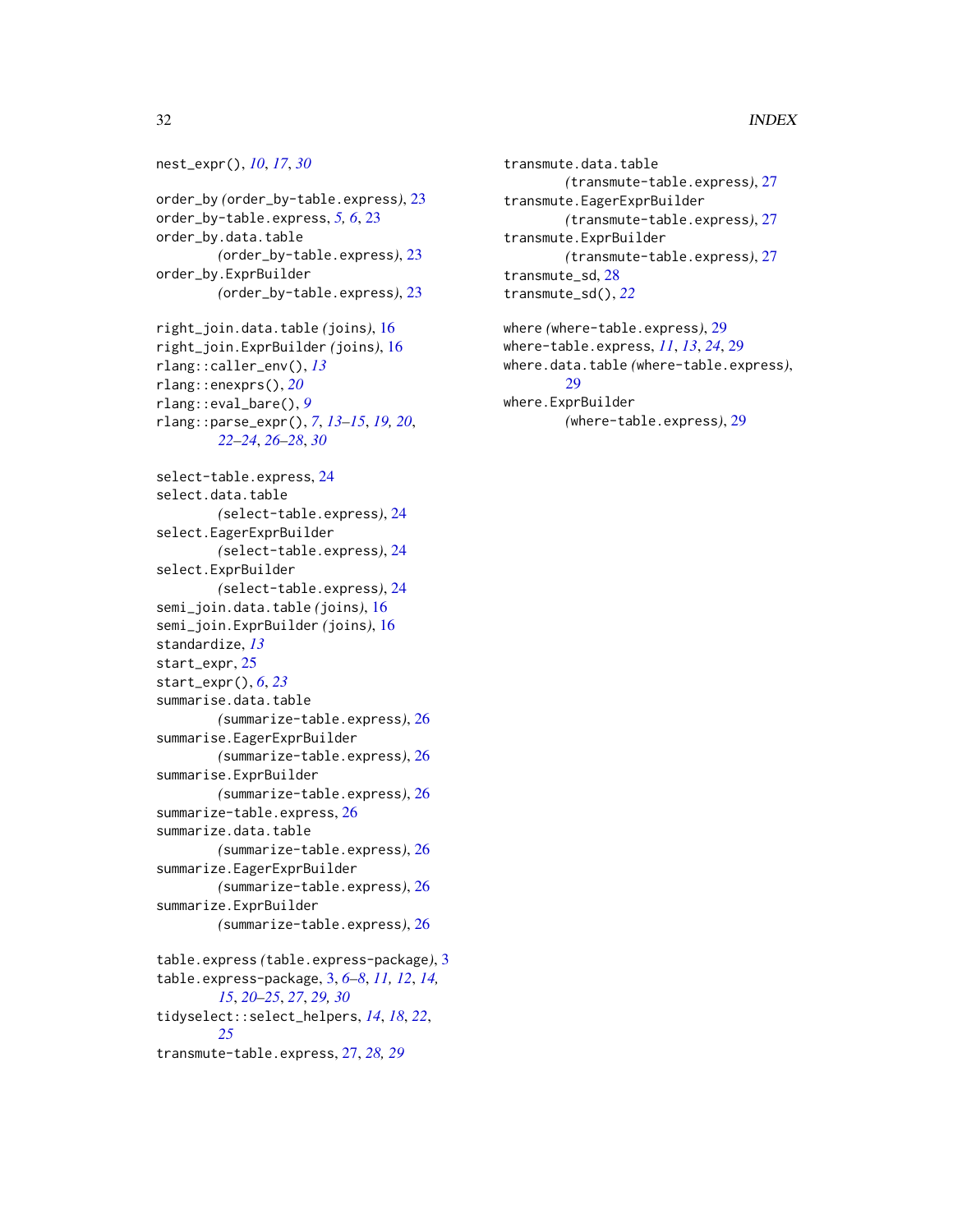nest_expr(), *10*, *17*, *30*

order_by *(order_by-table.express)*, 23
order_by-table.express, *5, 6*, 23
order_by.data.table
*(order_by-table.express)*, 23
order_by.ExprBuilder
*(order_by-table.express)*, 23

right_join.data.table *(joins)*, 16
right_join.ExprBuilder *(joins)*, 16
rlang::caller_env(), *13*
rlang::enexprs(), *20*
rlang::eval_bare(), *9*
rlang::parse_expr(), *7*, *13–15*, *19, 20*, *22–24*, *26–28*, *30*

select-table.express, 24
select.data.table
*(select-table.express)*, 24
select.EagerExprBuilder
*(select-table.express)*, 24
select.ExprBuilder
*(select-table.express)*, 24
semi_join.data.table *(joins)*, 16
semi_join.ExprBuilder *(joins)*, 16
standardize, *13*
start_expr, 25
start_expr(), *6*, *23*
summarise.data.table
*(summarize-table.express)*, 26
summarise.EagerExprBuilder
*(summarize-table.express)*, 26
summarise.ExprBuilder
*(summarize-table.express)*, 26
summarize-table.express, 26
summarize.data.table
*(summarize-table.express)*, 26
summarize.EagerExprBuilder
*(summarize-table.express)*, 26
summarize.ExprBuilder
*(summarize-table.express)*, 26

table.express *(table.express-package)*, 3
table.express-package, 3, *6–8*, *11, 12*, *14, 15*, *20–25*, *27*, *29, 30*
tidyselect::select_helpers, *14*, *18*, *22*, *25*
transmute-table.express, 27, *28, 29*
transmute.data.table
*(transmute-table.express)*, 27
transmute.EagerExprBuilder
*(transmute-table.express)*, 27
transmute.ExprBuilder
*(transmute-table.express)*, 27
transmute_sd, 28
transmute_sd(), *22*

where *(where-table.express)*, 29
where-table.express, *11*, *13*, *24*, 29
where.data.table *(where-table.express)*, 29
where.ExprBuilder
*(where-table.express)*, 29